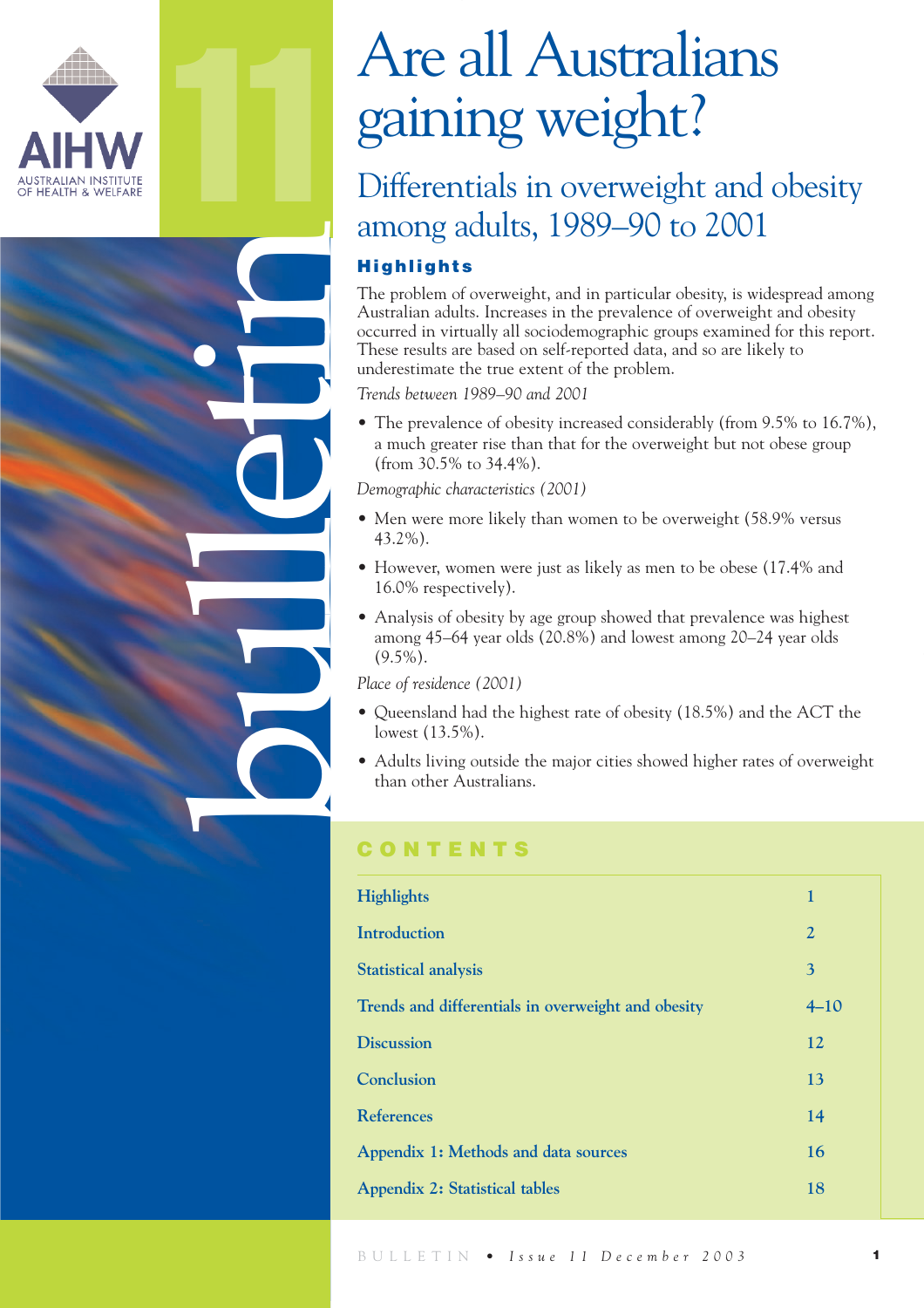AIHW

AUSTRALIAN INSTITUTE OF HEALTH & WELFARE

11

bulletin

# Are all Australians gaining weight?

## Differentials in overweight and obesity among adults, 1989–90 to 2001

### Highlights

The problem of overweight, and in particular obesity, is widespread among Australian adults. Increases in the prevalence of overweight and obesity occurred in virtually all sociodemographic groups examined for this report. These results are based on self-reported data, and so are likely to underestimate the true extent of the problem.

*Trends between 1989–90 and 2001*

- The prevalence of obesity increased considerably (from 9.5% to 16.7%), a much greater rise than that for the overweight but not obese group (from 30.5% to 34.4%).

*Demographic characteristics (2001)*

- Men were more likely than women to be overweight (58.9% versus 43.2%).
- However, women were just as likely as men to be obese (17.4% and 16.0% respectively).
- Analysis of obesity by age group showed that prevalence was highest among 45–64 year olds (20.8%) and lowest among 20–24 year olds (9.5%).

*Place of residence (2001)*

- Queensland had the highest rate of obesity (18.5%) and the ACT the lowest (13.5%).
- Adults living outside the major cities showed higher rates of overweight than other Australians.

### CONTENTS

| | |
|---|---|
| Highlights | 1 |
| Introduction | 2 |
| Statistical analysis | 3 |
| Trends and differentials in overweight and obesity | 4–10 |
| Discussion | 12 |
| Conclusion | 13 |
| References | 14 |
| Appendix 1: Methods and data sources | 16 |
| Appendix 2: Statistical tables | 18 |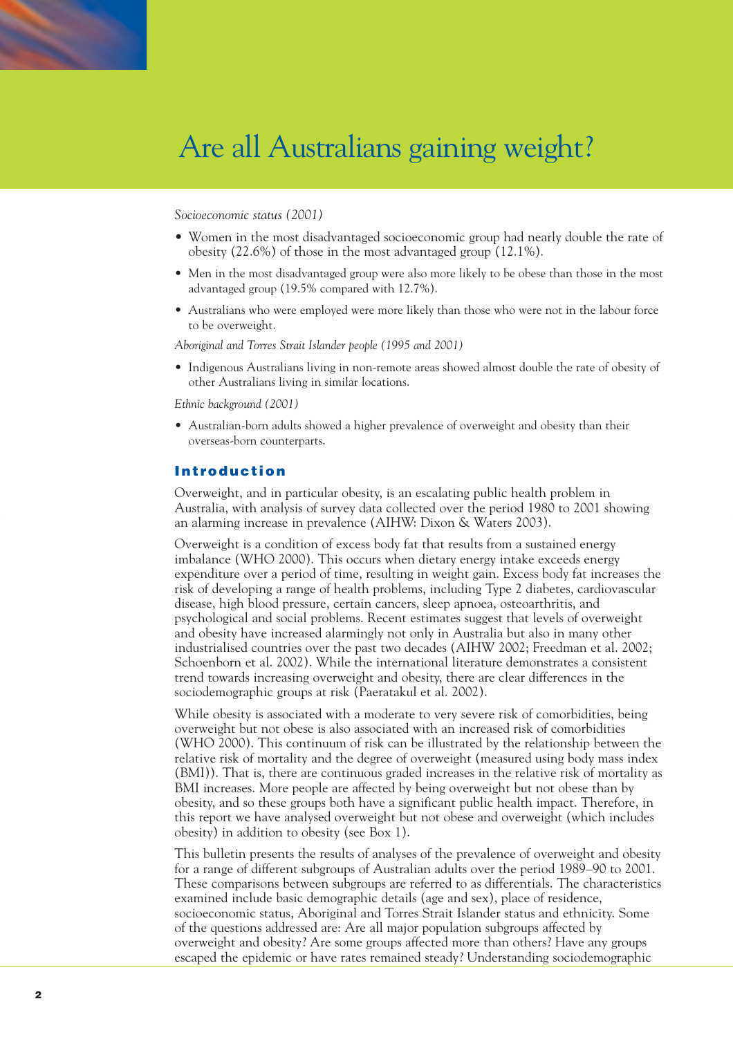# Are all Australians gaining weight?

*Socioeconomic status (2001)*

- Women in the most disadvantaged socioeconomic group had nearly double the rate of obesity (22.6%) of those in the most advantaged group (12.1%).
- Men in the most disadvantaged group were also more likely to be obese than those in the most advantaged group (19.5% compared with 12.7%).
- Australians who were employed were more likely than those who were not in the labour force to be overweight.

*Aboriginal and Torres Strait Islander people (1995 and 2001)*

- Indigenous Australians living in non-remote areas showed almost double the rate of obesity of other Australians living in similar locations.

*Ethnic background (2001)*

- Australian-born adults showed a higher prevalence of overweight and obesity than their overseas-born counterparts.

## Introduction

Overweight, and in particular obesity, is an escalating public health problem in Australia, with analysis of survey data collected over the period 1980 to 2001 showing an alarming increase in prevalence (AIHW: Dixon & Waters 2003).

Overweight is a condition of excess body fat that results from a sustained energy imbalance (WHO 2000). This occurs when dietary energy intake exceeds energy expenditure over a period of time, resulting in weight gain. Excess body fat increases the risk of developing a range of health problems, including Type 2 diabetes, cardiovascular disease, high blood pressure, certain cancers, sleep apnoea, osteoarthritis, and psychological and social problems. Recent estimates suggest that levels of overweight and obesity have increased alarmingly not only in Australia but also in many other industrialised countries over the past two decades (AIHW 2002; Freedman et al. 2002; Schoenborn et al. 2002). While the international literature demonstrates a consistent trend towards increasing overweight and obesity, there are clear differences in the sociodemographic groups at risk (Paeratakul et al. 2002).

While obesity is associated with a moderate to very severe risk of comorbidities, being overweight but not obese is also associated with an increased risk of comorbidities (WHO 2000). This continuum of risk can be illustrated by the relationship between the relative risk of mortality and the degree of overweight (measured using body mass index (BMI)). That is, there are continuous graded increases in the relative risk of mortality as BMI increases. More people are affected by being overweight but not obese than by obesity, and so these groups both have a significant public health impact. Therefore, in this report we have analysed overweight but not obese and overweight (which includes obesity) in addition to obesity (see Box 1).

This bulletin presents the results of analyses of the prevalence of overweight and obesity for a range of different subgroups of Australian adults over the period 1989–90 to 2001. These comparisons between subgroups are referred to as differentials. The characteristics examined include basic demographic details (age and sex), place of residence, socioeconomic status, Aboriginal and Torres Strait Islander status and ethnicity. Some of the questions addressed are: Are all major population subgroups affected by overweight and obesity? Are some groups affected more than others? Have any groups escaped the epidemic or have rates remained steady? Understanding sociodemographic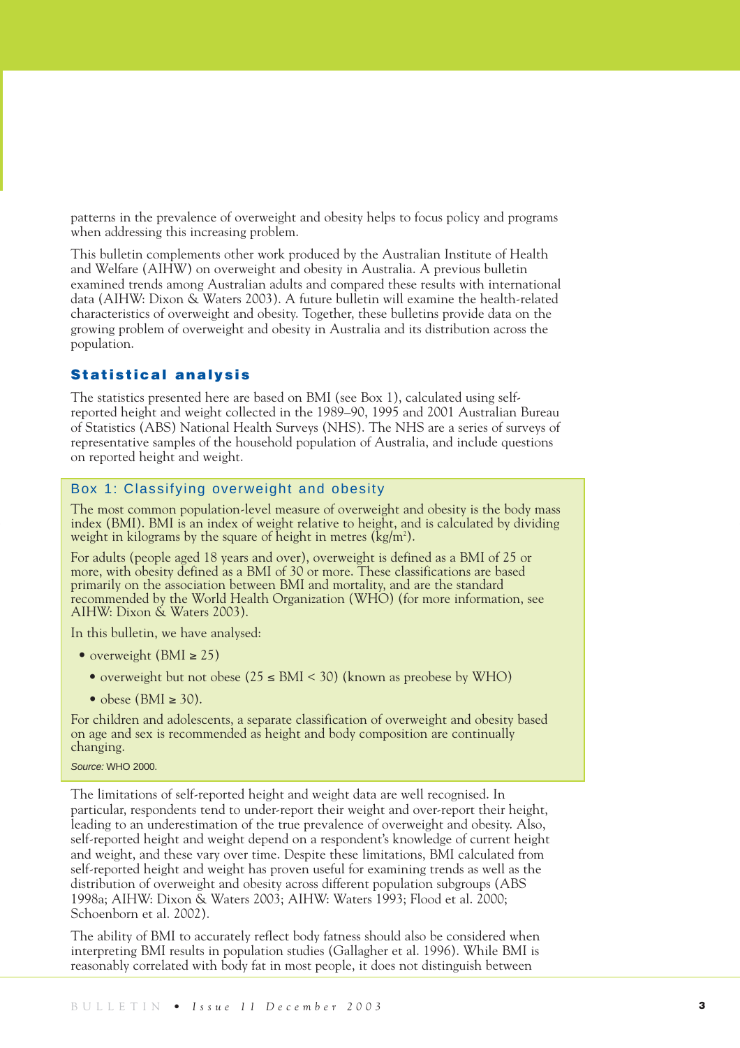patterns in the prevalence of overweight and obesity helps to focus policy and programs when addressing this increasing problem.

This bulletin complements other work produced by the Australian Institute of Health and Welfare (AIHW) on overweight and obesity in Australia. A previous bulletin examined trends among Australian adults and compared these results with international data (AIHW: Dixon & Waters 2003). A future bulletin will examine the health-related characteristics of overweight and obesity. Together, these bulletins provide data on the growing problem of overweight and obesity in Australia and its distribution across the population.

## Statistical analysis

The statistics presented here are based on BMI (see Box 1), calculated using self-reported height and weight collected in the 1989–90, 1995 and 2001 Australian Bureau of Statistics (ABS) National Health Surveys (NHS). The NHS are a series of surveys of representative samples of the household population of Australia, and include questions on reported height and weight.

### Box 1: Classifying overweight and obesity

The most common population-level measure of overweight and obesity is the body mass index (BMI). BMI is an index of weight relative to height, and is calculated by dividing weight in kilograms by the square of height in metres ($kg/m^2$).

For adults (people aged 18 years and over), overweight is defined as a BMI of 25 or more, with obesity defined as a BMI of 30 or more. These classifications are based primarily on the association between BMI and mortality, and are the standard recommended by the World Health Organization (WHO) (for more information, see AIHW: Dixon & Waters 2003).

In this bulletin, we have analysed:

- overweight (BMI ≥ 25)
  - overweight but not obese (25 ≤ BMI < 30) (known as preobese by WHO)
  - obese (BMI ≥ 30).

For children and adolescents, a separate classification of overweight and obesity based on age and sex is recommended as height and body composition are continually changing.

*Source:* WHO 2000.

The limitations of self-reported height and weight data are well recognised. In particular, respondents tend to under-report their weight and over-report their height, leading to an underestimation of the true prevalence of overweight and obesity. Also, self-reported height and weight depend on a respondent's knowledge of current height and weight, and these vary over time. Despite these limitations, BMI calculated from self-reported height and weight has proven useful for examining trends as well as the distribution of overweight and obesity across different population subgroups (ABS 1998a; AIHW: Dixon & Waters 2003; AIHW: Waters 1993; Flood et al. 2000; Schoenborn et al. 2002).

The ability of BMI to accurately reflect body fatness should also be considered when interpreting BMI results in population studies (Gallagher et al. 1996). While BMI is reasonably correlated with body fat in most people, it does not distinguish between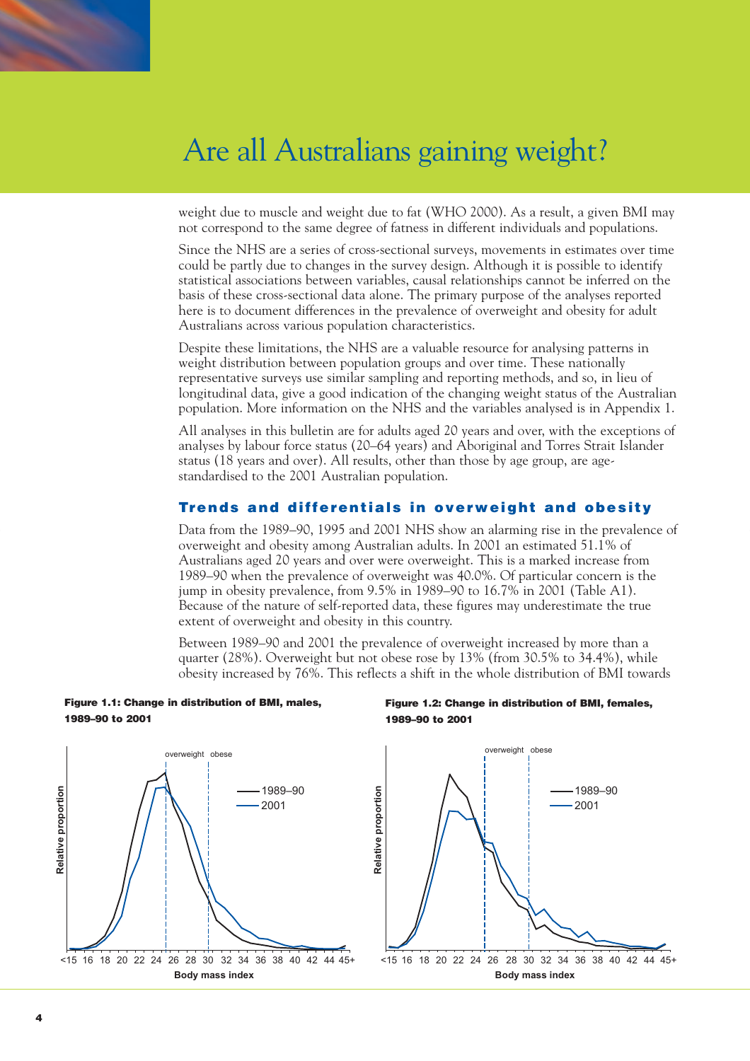weight due to muscle and weight due to fat (WHO 2000). As a result, a given BMI may not correspond to the same degree of fatness in different individuals and populations.

Since the NHS are a series of cross-sectional surveys, movements in estimates over time could be partly due to changes in the survey design. Although it is possible to identify statistical associations between variables, causal relationships cannot be inferred on the basis of these cross-sectional data alone. The primary purpose of the analyses reported here is to document differences in the prevalence of overweight and obesity for adult Australians across various population characteristics.

Despite these limitations, the NHS are a valuable resource for analysing patterns in weight distribution between population groups and over time. These nationally representative surveys use similar sampling and reporting methods, and so, in lieu of longitudinal data, give a good indication of the changing weight status of the Australian population. More information on the NHS and the variables analysed is in Appendix 1.

All analyses in this bulletin are for adults aged 20 years and over, with the exceptions of analyses by labour force status (20–64 years) and Aboriginal and Torres Strait Islander status (18 years and over). All results, other than those by age group, are age-standardised to the 2001 Australian population.

## Trends and differentials in overweight and obesity

Data from the 1989–90, 1995 and 2001 NHS show an alarming rise in the prevalence of overweight and obesity among Australian adults. In 2001 an estimated 51.1% of Australians aged 20 years and over were overweight. This is a marked increase from 1989–90 when the prevalence of overweight was 40.0%. Of particular concern is the jump in obesity prevalence, from 9.5% in 1989–90 to 16.7% in 2001 (Table A1). Because of the nature of self-reported data, these figures may underestimate the true extent of overweight and obesity in this country.

Between 1989–90 and 2001 the prevalence of overweight increased by more than a quarter (28%). Overweight but not obese rose by 13% (from 30.5% to 34.4%), while obesity increased by 76%. This reflects a shift in the whole distribution of BMI towards

**Figure 1.1: Change in distribution of BMI, males, 1989–90 to 2001**

**Figure 1.2: Change in distribution of BMI, females, 1989–90 to 2001**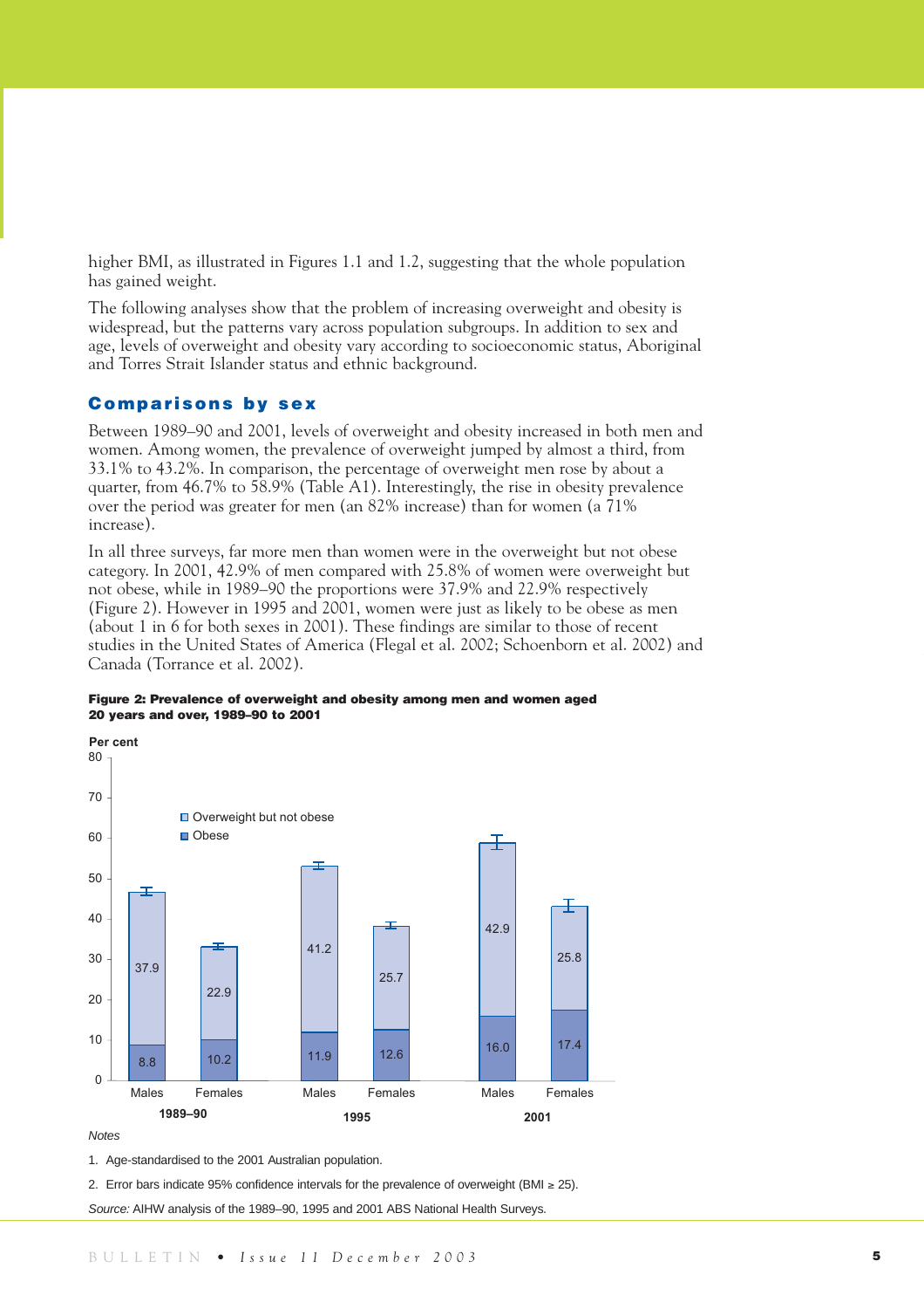higher BMI, as illustrated in Figures 1.1 and 1.2, suggesting that the whole population has gained weight.

The following analyses show that the problem of increasing overweight and obesity is widespread, but the patterns vary across population subgroups. In addition to sex and age, levels of overweight and obesity vary according to socioeconomic status, Aboriginal and Torres Strait Islander status and ethnic background.

## Comparisons by sex

Between 1989–90 and 2001, levels of overweight and obesity increased in both men and women. Among women, the prevalence of overweight jumped by almost a third, from 33.1% to 43.2%. In comparison, the percentage of overweight men rose by about a quarter, from 46.7% to 58.9% (Table A1). Interestingly, the rise in obesity prevalence over the period was greater for men (an 82% increase) than for women (a 71% increase).

In all three surveys, far more men than women were in the overweight but not obese category. In 2001, 42.9% of men compared with 25.8% of women were overweight but not obese, while in 1989–90 the proportions were 37.9% and 22.9% respectively (Figure 2). However in 1995 and 2001, women were just as likely to be obese as men (about 1 in 6 for both sexes in 2001). These findings are similar to those of recent studies in the United States of America (Flegal et al. 2002; Schoenborn et al. 2002) and Canada (Torrance et al. 2002).

**Figure 2: Prevalence of overweight and obesity among men and women aged 20 years and over, 1989–90 to 2001**

| Year | Sex | Overweight but not obese (%) | Obese (%) |
|---|---|---|---|
| 1989–90 | Males | 37.9 | 8.8 |
| 1989–90 | Females | 22.9 | 10.2 |
| 1995 | Males | 41.2 | 11.9 |
| 1995 | Females | 25.7 | 12.6 |
| 2001 | Males | 42.9 | 16.0 |
| 2001 | Females | 25.8 | 17.4 |

*Notes*

1. Age-standardised to the 2001 Australian population.
2. Error bars indicate 95% confidence intervals for the prevalence of overweight (BMI ≥ 25).

*Source:* AIHW analysis of the 1989–90, 1995 and 2001 ABS National Health Surveys.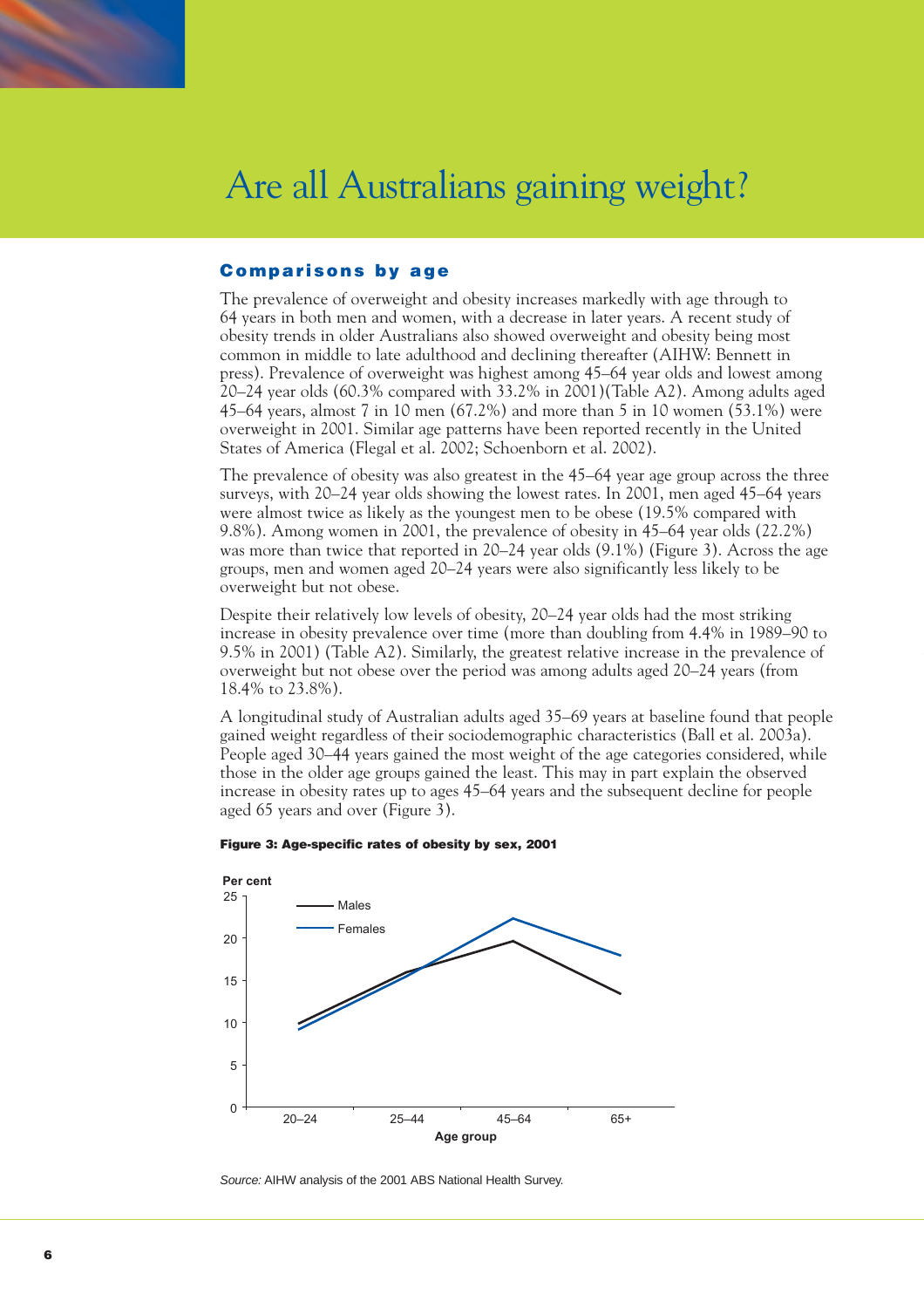# Are all Australians gaining weight?

### Comparisons by age

The prevalence of overweight and obesity increases markedly with age through to 64 years in both men and women, with a decrease in later years. A recent study of obesity trends in older Australians also showed overweight and obesity being most common in middle to late adulthood and declining thereafter (AIHW: Bennett in press). Prevalence of overweight was highest among 45–64 year olds and lowest among 20–24 year olds (60.3% compared with 33.2% in 2001)(Table A2). Among adults aged 45–64 years, almost 7 in 10 men (67.2%) and more than 5 in 10 women (53.1%) were overweight in 2001. Similar age patterns have been reported recently in the United States of America (Flegal et al. 2002; Schoenborn et al. 2002).

The prevalence of obesity was also greatest in the 45–64 year age group across the three surveys, with 20–24 year olds showing the lowest rates. In 2001, men aged 45–64 years were almost twice as likely as the youngest men to be obese (19.5% compared with 9.8%). Among women in 2001, the prevalence of obesity in 45–64 year olds (22.2%) was more than twice that reported in 20–24 year olds (9.1%) (Figure 3). Across the age groups, men and women aged 20–24 years were also significantly less likely to be overweight but not obese.

Despite their relatively low levels of obesity, 20–24 year olds had the most striking increase in obesity prevalence over time (more than doubling from 4.4% in 1989–90 to 9.5% in 2001) (Table A2). Similarly, the greatest relative increase in the prevalence of overweight but not obese over the period was among adults aged 20–24 years (from 18.4% to 23.8%).

A longitudinal study of Australian adults aged 35–69 years at baseline found that people gained weight regardless of their sociodemographic characteristics (Ball et al. 2003a). People aged 30–44 years gained the most weight of the age categories considered, while those in the older age groups gained the least. This may in part explain the observed increase in obesity rates up to ages 45–64 years and the subsequent decline for people aged 65 years and over (Figure 3).

**Figure 3: Age-specific rates of obesity by sex, 2001**

*Source:* AIHW analysis of the 2001 ABS National Health Survey.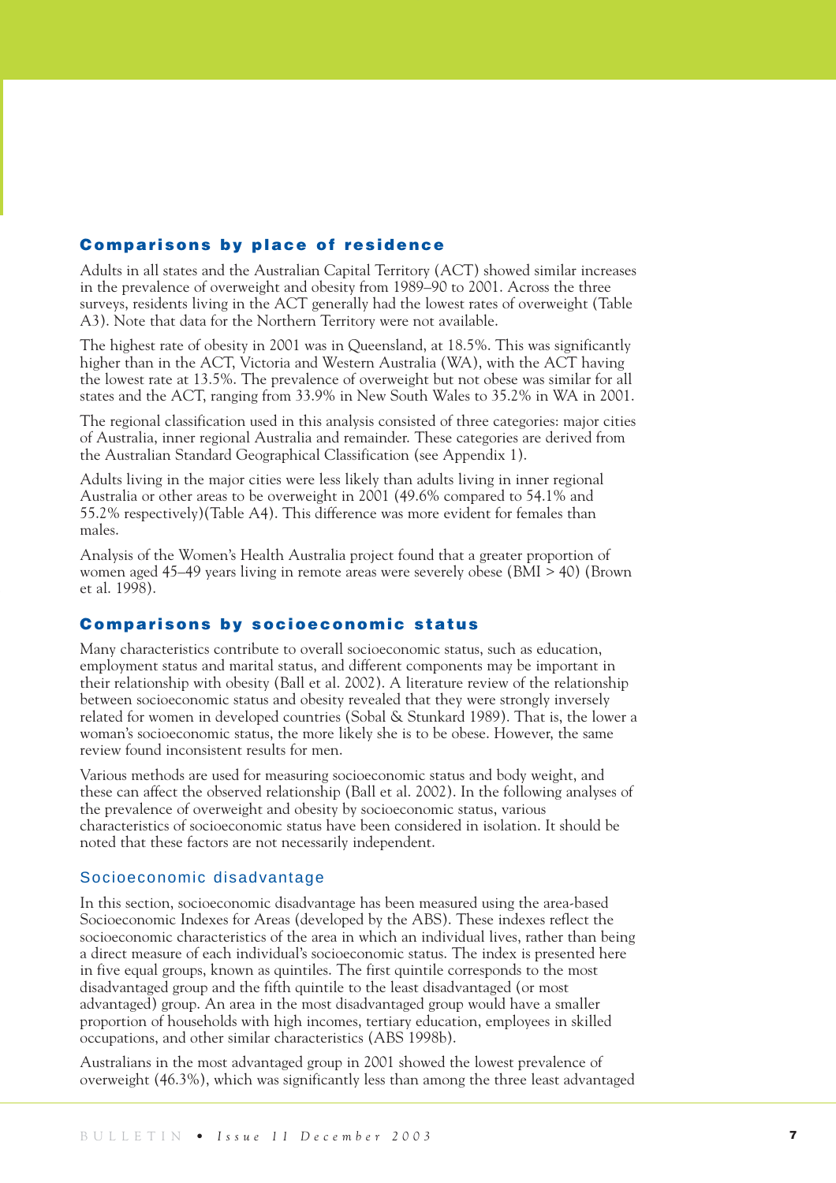## Comparisons by place of residence

Adults in all states and the Australian Capital Territory (ACT) showed similar increases in the prevalence of overweight and obesity from 1989–90 to 2001. Across the three surveys, residents living in the ACT generally had the lowest rates of overweight (Table A3). Note that data for the Northern Territory were not available.

The highest rate of obesity in 2001 was in Queensland, at 18.5%. This was significantly higher than in the ACT, Victoria and Western Australia (WA), with the ACT having the lowest rate at 13.5%. The prevalence of overweight but not obese was similar for all states and the ACT, ranging from 33.9% in New South Wales to 35.2% in WA in 2001.

The regional classification used in this analysis consisted of three categories: major cities of Australia, inner regional Australia and remainder. These categories are derived from the Australian Standard Geographical Classification (see Appendix 1).

Adults living in the major cities were less likely than adults living in inner regional Australia or other areas to be overweight in 2001 (49.6% compared to 54.1% and 55.2% respectively)(Table A4). This difference was more evident for females than males.

Analysis of the Women's Health Australia project found that a greater proportion of women aged 45–49 years living in remote areas were severely obese (BMI > 40) (Brown et al. 1998).

## Comparisons by socioeconomic status

Many characteristics contribute to overall socioeconomic status, such as education, employment status and marital status, and different components may be important in their relationship with obesity (Ball et al. 2002). A literature review of the relationship between socioeconomic status and obesity revealed that they were strongly inversely related for women in developed countries (Sobal & Stunkard 1989). That is, the lower a woman's socioeconomic status, the more likely she is to be obese. However, the same review found inconsistent results for men.

Various methods are used for measuring socioeconomic status and body weight, and these can affect the observed relationship (Ball et al. 2002). In the following analyses of the prevalence of overweight and obesity by socioeconomic status, various characteristics of socioeconomic status have been considered in isolation. It should be noted that these factors are not necessarily independent.

### Socioeconomic disadvantage

In this section, socioeconomic disadvantage has been measured using the area-based Socioeconomic Indexes for Areas (developed by the ABS). These indexes reflect the socioeconomic characteristics of the area in which an individual lives, rather than being a direct measure of each individual's socioeconomic status. The index is presented here in five equal groups, known as quintiles. The first quintile corresponds to the most disadvantaged group and the fifth quintile to the least disadvantaged (or most advantaged) group. An area in the most disadvantaged group would have a smaller proportion of households with high incomes, tertiary education, employees in skilled occupations, and other similar characteristics (ABS 1998b).

Australians in the most advantaged group in 2001 showed the lowest prevalence of overweight (46.3%), which was significantly less than among the three least advantaged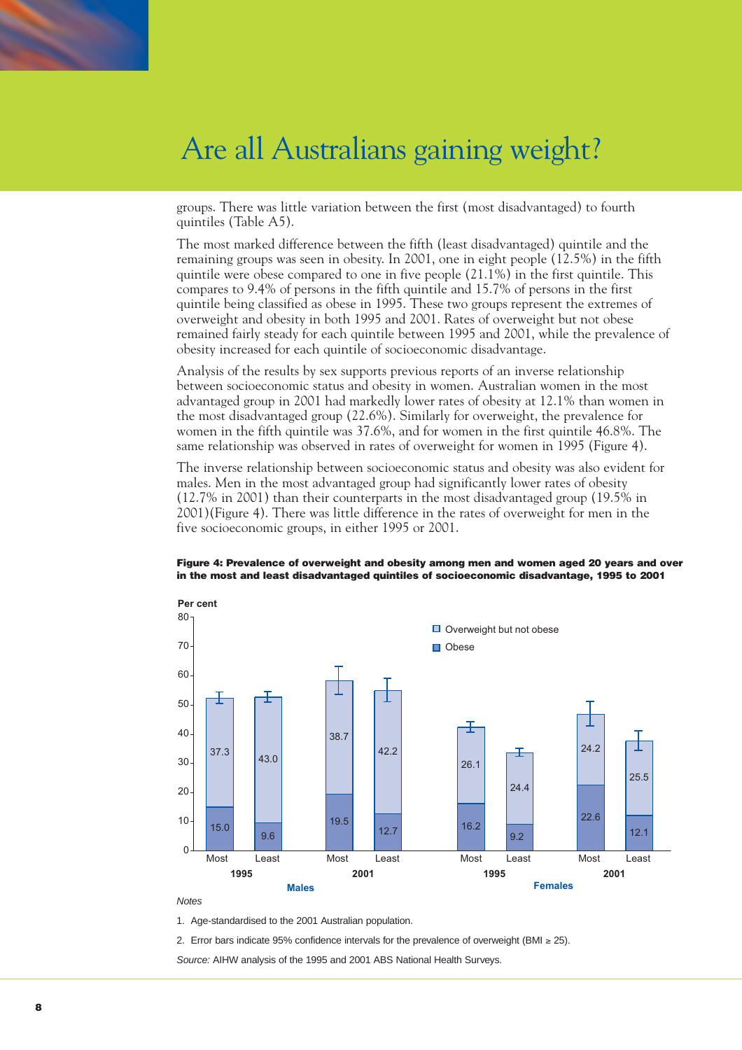# Are all Australians gaining weight?

groups. There was little variation between the first (most disadvantaged) to fourth quintiles (Table A5).

The most marked difference between the fifth (least disadvantaged) quintile and the remaining groups was seen in obesity. In 2001, one in eight people (12.5%) in the fifth quintile were obese compared to one in five people (21.1%) in the first quintile. This compares to 9.4% of persons in the fifth quintile and 15.7% of persons in the first quintile being classified as obese in 1995. These two groups represent the extremes of overweight and obesity in both 1995 and 2001. Rates of overweight but not obese remained fairly steady for each quintile between 1995 and 2001, while the prevalence of obesity increased for each quintile of socioeconomic disadvantage.

Analysis of the results by sex supports previous reports of an inverse relationship between socioeconomic status and obesity in women. Australian women in the most advantaged group in 2001 had markedly lower rates of obesity at 12.1% than women in the most disadvantaged group (22.6%). Similarly for overweight, the prevalence for women in the fifth quintile was 37.6%, and for women in the first quintile 46.8%. The same relationship was observed in rates of overweight for women in 1995 (Figure 4).

The inverse relationship between socioeconomic status and obesity was also evident for males. Men in the most advantaged group had significantly lower rates of obesity (12.7% in 2001) than their counterparts in the most disadvantaged group (19.5% in 2001)(Figure 4). There was little difference in the rates of overweight for men in the five socioeconomic groups, in either 1995 or 2001.

**Figure 4: Prevalence of overweight and obesity among men and women aged 20 years and over in the most and least disadvantaged quintiles of socioeconomic disadvantage, 1995 to 2001**

| Sex | Year | Quintile | Overweight but not obese (per cent) | Obese (per cent) |
|---|---|---|---|---|
| Males | 1995 | Most | 37.3 | 15.0 |
| Males | 1995 | Least | 43.0 | 9.6 |
| Males | 2001 | Most | 38.7 | 19.5 |
| Males | 2001 | Least | 42.2 | 12.7 |
| Females | 1995 | Most | 26.1 | 16.2 |
| Females | 1995 | Least | 24.4 | 9.2 |
| Females | 2001 | Most | 24.2 | 22.6 |
| Females | 2001 | Least | 25.5 | 12.1 |

*Notes*

1. Age-standardised to the 2001 Australian population.
2. Error bars indicate 95% confidence intervals for the prevalence of overweight (BMI ≥ 25).

*Source:* AIHW analysis of the 1995 and 2001 ABS National Health Surveys.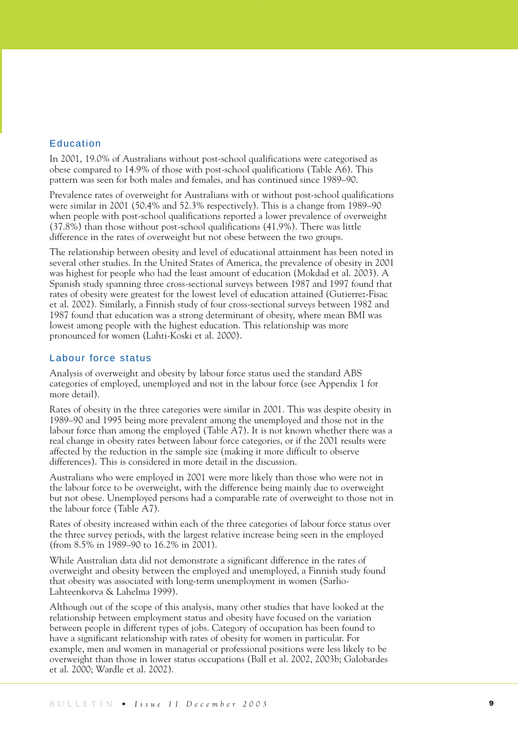## Education

In 2001, 19.0% of Australians without post-school qualifications were categorised as obese compared to 14.9% of those with post-school qualifications (Table A6). This pattern was seen for both males and females, and has continued since 1989–90.

Prevalence rates of overweight for Australians with or without post-school qualifications were similar in 2001 (50.4% and 52.3% respectively). This is a change from 1989–90 when people with post-school qualifications reported a lower prevalence of overweight (37.8%) than those without post-school qualifications (41.9%). There was little difference in the rates of overweight but not obese between the two groups.

The relationship between obesity and level of educational attainment has been noted in several other studies. In the United States of America, the prevalence of obesity in 2001 was highest for people who had the least amount of education (Mokdad et al. 2003). A Spanish study spanning three cross-sectional surveys between 1987 and 1997 found that rates of obesity were greatest for the lowest level of education attained (Gutierrez-Fisac et al. 2002). Similarly, a Finnish study of four cross-sectional surveys between 1982 and 1987 found that education was a strong determinant of obesity, where mean BMI was lowest among people with the highest education. This relationship was more pronounced for women (Lahti-Koski et al. 2000).

## Labour force status

Analysis of overweight and obesity by labour force status used the standard ABS categories of employed, unemployed and not in the labour force (see Appendix 1 for more detail).

Rates of obesity in the three categories were similar in 2001. This was despite obesity in 1989–90 and 1995 being more prevalent among the unemployed and those not in the labour force than among the employed (Table A7). It is not known whether there was a real change in obesity rates between labour force categories, or if the 2001 results were affected by the reduction in the sample size (making it more difficult to observe differences). This is considered in more detail in the discussion.

Australians who were employed in 2001 were more likely than those who were not in the labour force to be overweight, with the difference being mainly due to overweight but not obese. Unemployed persons had a comparable rate of overweight to those not in the labour force (Table A7).

Rates of obesity increased within each of the three categories of labour force status over the three survey periods, with the largest relative increase being seen in the employed (from 8.5% in 1989–90 to 16.2% in 2001).

While Australian data did not demonstrate a significant difference in the rates of overweight and obesity between the employed and unemployed, a Finnish study found that obesity was associated with long-term unemployment in women (Sarlio-Lahteenkorva & Lahelma 1999).

Although out of the scope of this analysis, many other studies that have looked at the relationship between employment status and obesity have focused on the variation between people in different types of jobs. Category of occupation has been found to have a significant relationship with rates of obesity for women in particular. For example, men and women in managerial or professional positions were less likely to be overweight than those in lower status occupations (Ball et al. 2002, 2003b; Galobardes et al. 2000; Wardle et al. 2002).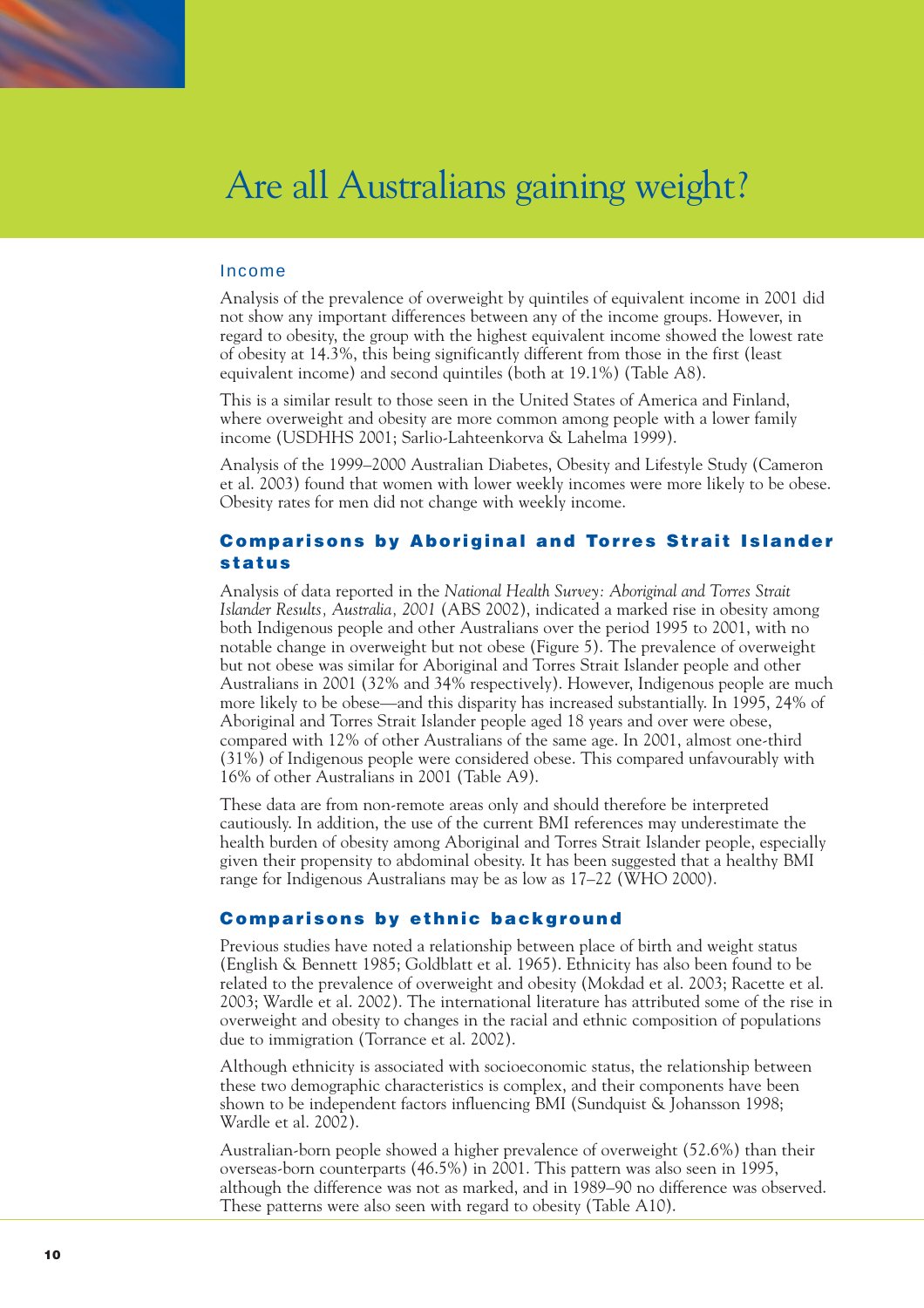# Are all Australians gaining weight?

### Income

Analysis of the prevalence of overweight by quintiles of equivalent income in 2001 did not show any important differences between any of the income groups. However, in regard to obesity, the group with the highest equivalent income showed the lowest rate of obesity at 14.3%, this being significantly different from those in the first (least equivalent income) and second quintiles (both at 19.1%) (Table A8).

This is a similar result to those seen in the United States of America and Finland, where overweight and obesity are more common among people with a lower family income (USDHHS 2001; Sarlio-Lahteenkorva & Lahelma 1999).

Analysis of the 1999–2000 Australian Diabetes, Obesity and Lifestyle Study (Cameron et al. 2003) found that women with lower weekly incomes were more likely to be obese. Obesity rates for men did not change with weekly income.

## Comparisons by Aboriginal and Torres Strait Islander status

Analysis of data reported in the *National Health Survey: Aboriginal and Torres Strait Islander Results, Australia, 2001* (ABS 2002), indicated a marked rise in obesity among both Indigenous people and other Australians over the period 1995 to 2001, with no notable change in overweight but not obese (Figure 5). The prevalence of overweight but not obese was similar for Aboriginal and Torres Strait Islander people and other Australians in 2001 (32% and 34% respectively). However, Indigenous people are much more likely to be obese—and this disparity has increased substantially. In 1995, 24% of Aboriginal and Torres Strait Islander people aged 18 years and over were obese, compared with 12% of other Australians of the same age. In 2001, almost one-third (31%) of Indigenous people were considered obese. This compared unfavourably with 16% of other Australians in 2001 (Table A9).

These data are from non-remote areas only and should therefore be interpreted cautiously. In addition, the use of the current BMI references may underestimate the health burden of obesity among Aboriginal and Torres Strait Islander people, especially given their propensity to abdominal obesity. It has been suggested that a healthy BMI range for Indigenous Australians may be as low as 17–22 (WHO 2000).

## Comparisons by ethnic background

Previous studies have noted a relationship between place of birth and weight status (English & Bennett 1985; Goldblatt et al. 1965). Ethnicity has also been found to be related to the prevalence of overweight and obesity (Mokdad et al. 2003; Racette et al. 2003; Wardle et al. 2002). The international literature has attributed some of the rise in overweight and obesity to changes in the racial and ethnic composition of populations due to immigration (Torrance et al. 2002).

Although ethnicity is associated with socioeconomic status, the relationship between these two demographic characteristics is complex, and their components have been shown to be independent factors influencing BMI (Sundquist & Johansson 1998; Wardle et al. 2002).

Australian-born people showed a higher prevalence of overweight (52.6%) than their overseas-born counterparts (46.5%) in 2001. This pattern was also seen in 1995, although the difference was not as marked, and in 1989–90 no difference was observed. These patterns were also seen with regard to obesity (Table A10).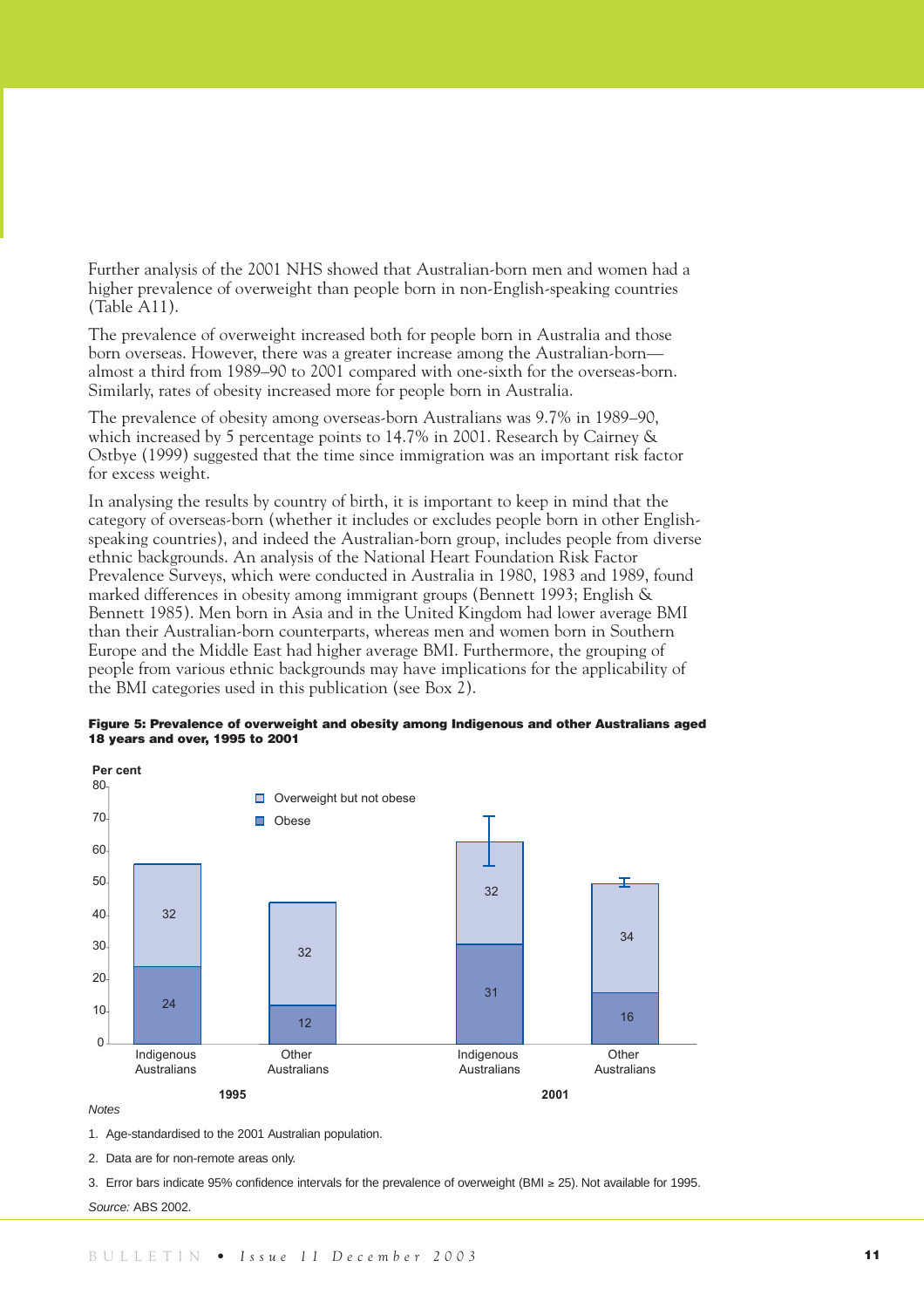Further analysis of the 2001 NHS showed that Australian-born men and women had a higher prevalence of overweight than people born in non-English-speaking countries (Table A11).

The prevalence of overweight increased both for people born in Australia and those born overseas. However, there was a greater increase among the Australian-born—almost a third from 1989–90 to 2001 compared with one-sixth for the overseas-born. Similarly, rates of obesity increased more for people born in Australia.

The prevalence of obesity among overseas-born Australians was 9.7% in 1989–90, which increased by 5 percentage points to 14.7% in 2001. Research by Cairney & Ostbye (1999) suggested that the time since immigration was an important risk factor for excess weight.

In analysing the results by country of birth, it is important to keep in mind that the category of overseas-born (whether it includes or excludes people born in other English-speaking countries), and indeed the Australian-born group, includes people from diverse ethnic backgrounds. An analysis of the National Heart Foundation Risk Factor Prevalence Surveys, which were conducted in Australia in 1980, 1983 and 1989, found marked differences in obesity among immigrant groups (Bennett 1993; English & Bennett 1985). Men born in Asia and in the United Kingdom had lower average BMI than their Australian-born counterparts, whereas men and women born in Southern Europe and the Middle East had higher average BMI. Furthermore, the grouping of people from various ethnic backgrounds may have implications for the applicability of the BMI categories used in this publication (see Box 2).

**Figure 5: Prevalence of overweight and obesity among Indigenous and other Australians aged 18 years and over, 1995 to 2001**

| Year | Group | Overweight but not obese (per cent) | Obese (per cent) |
|---|---|---|---|
| 1995 | Indigenous Australians | 32 | 24 |
| 1995 | Other Australians | 32 | 12 |
| 2001 | Indigenous Australians | 32 | 31 |
| 2001 | Other Australians | 34 | 16 |

*Notes*

1. Age-standardised to the 2001 Australian population.
2. Data are for non-remote areas only.
3. Error bars indicate 95% confidence intervals for the prevalence of overweight (BMI ≥ 25). Not available for 1995.

*Source:* ABS 2002.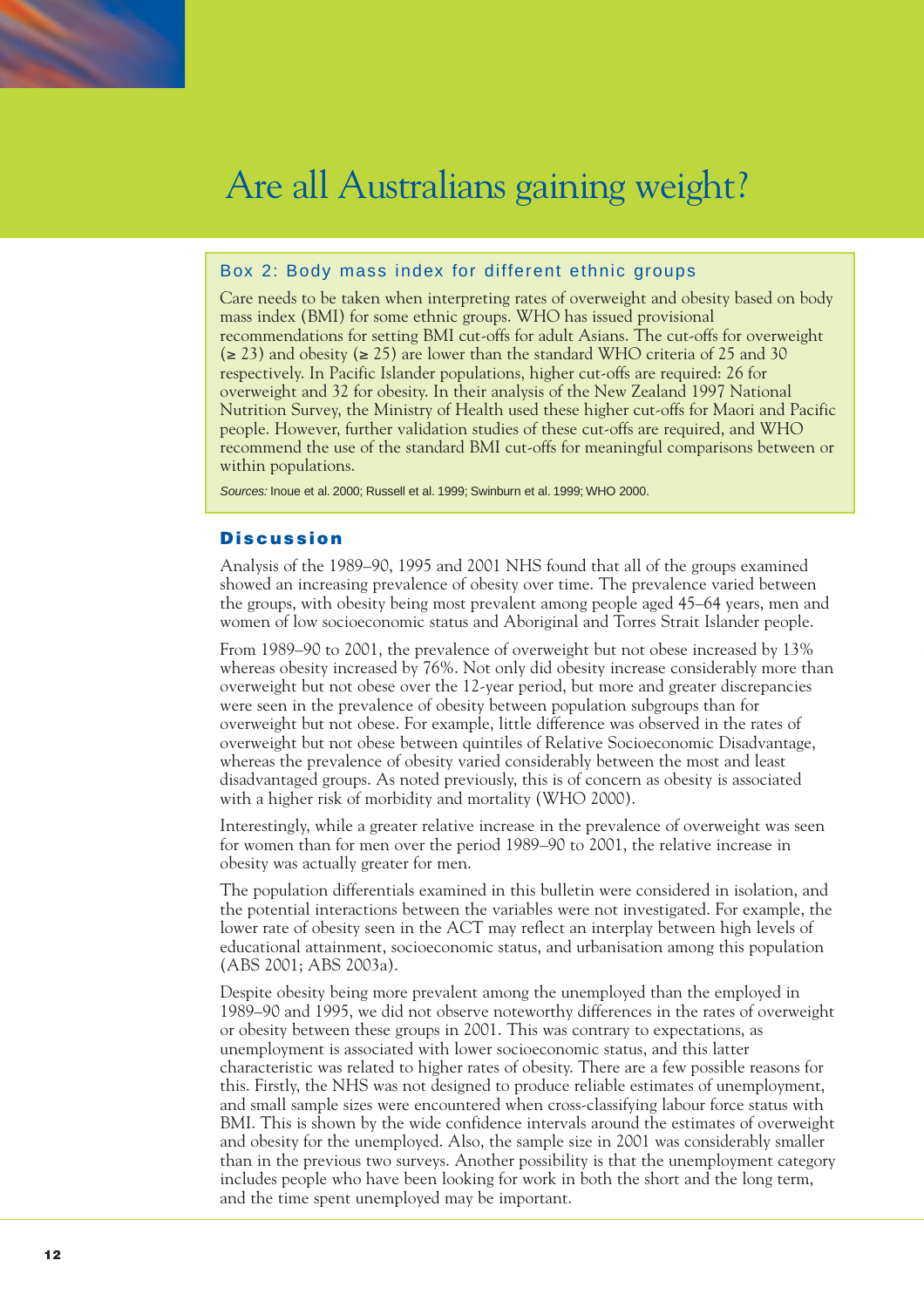# Are all Australians gaining weight?

### Box 2: Body mass index for different ethnic groups

Care needs to be taken when interpreting rates of overweight and obesity based on body mass index (BMI) for some ethnic groups. WHO has issued provisional recommendations for setting BMI cut-offs for adult Asians. The cut-offs for overweight ($\geq$ 23) and obesity ($\geq$ 25) are lower than the standard WHO criteria of 25 and 30 respectively. In Pacific Islander populations, higher cut-offs are required: 26 for overweight and 32 for obesity. In their analysis of the New Zealand 1997 National Nutrition Survey, the Ministry of Health used these higher cut-offs for Maori and Pacific people. However, further validation studies of these cut-offs are required, and WHO recommend the use of the standard BMI cut-offs for meaningful comparisons between or within populations.

*Sources:* Inoue et al. 2000; Russell et al. 1999; Swinburn et al. 1999; WHO 2000.

## Discussion

Analysis of the 1989–90, 1995 and 2001 NHS found that all of the groups examined showed an increasing prevalence of obesity over time. The prevalence varied between the groups, with obesity being most prevalent among people aged 45–64 years, men and women of low socioeconomic status and Aboriginal and Torres Strait Islander people.

From 1989–90 to 2001, the prevalence of overweight but not obese increased by 13% whereas obesity increased by 76%. Not only did obesity increase considerably more than overweight but not obese over the 12-year period, but more and greater discrepancies were seen in the prevalence of obesity between population subgroups than for overweight but not obese. For example, little difference was observed in the rates of overweight but not obese between quintiles of Relative Socioeconomic Disadvantage, whereas the prevalence of obesity varied considerably between the most and least disadvantaged groups. As noted previously, this is of concern as obesity is associated with a higher risk of morbidity and mortality (WHO 2000).

Interestingly, while a greater relative increase in the prevalence of overweight was seen for women than for men over the period 1989–90 to 2001, the relative increase in obesity was actually greater for men.

The population differentials examined in this bulletin were considered in isolation, and the potential interactions between the variables were not investigated. For example, the lower rate of obesity seen in the ACT may reflect an interplay between high levels of educational attainment, socioeconomic status, and urbanisation among this population (ABS 2001; ABS 2003a).

Despite obesity being more prevalent among the unemployed than the employed in 1989–90 and 1995, we did not observe noteworthy differences in the rates of overweight or obesity between these groups in 2001. This was contrary to expectations, as unemployment is associated with lower socioeconomic status, and this latter characteristic was related to higher rates of obesity. There are a few possible reasons for this. Firstly, the NHS was not designed to produce reliable estimates of unemployment, and small sample sizes were encountered when cross-classifying labour force status with BMI. This is shown by the wide confidence intervals around the estimates of overweight and obesity for the unemployed. Also, the sample size in 2001 was considerably smaller than in the previous two surveys. Another possibility is that the unemployment category includes people who have been looking for work in both the short and the long term, and the time spent unemployed may be important.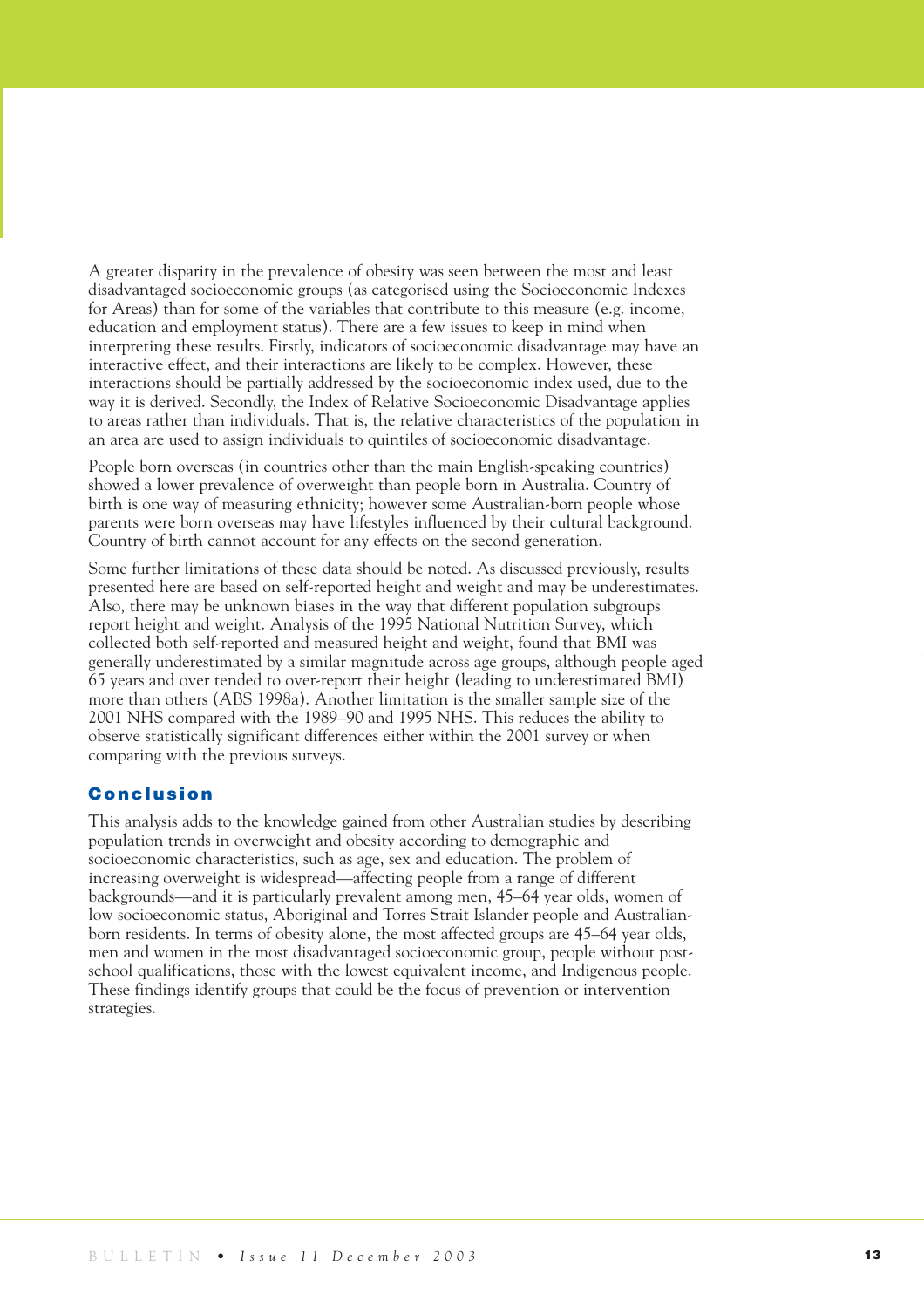A greater disparity in the prevalence of obesity was seen between the most and least disadvantaged socioeconomic groups (as categorised using the Socioeconomic Indexes for Areas) than for some of the variables that contribute to this measure (e.g. income, education and employment status). There are a few issues to keep in mind when interpreting these results. Firstly, indicators of socioeconomic disadvantage may have an interactive effect, and their interactions are likely to be complex. However, these interactions should be partially addressed by the socioeconomic index used, due to the way it is derived. Secondly, the Index of Relative Socioeconomic Disadvantage applies to areas rather than individuals. That is, the relative characteristics of the population in an area are used to assign individuals to quintiles of socioeconomic disadvantage.

People born overseas (in countries other than the main English-speaking countries) showed a lower prevalence of overweight than people born in Australia. Country of birth is one way of measuring ethnicity; however some Australian-born people whose parents were born overseas may have lifestyles influenced by their cultural background. Country of birth cannot account for any effects on the second generation.

Some further limitations of these data should be noted. As discussed previously, results presented here are based on self-reported height and weight and may be underestimates. Also, there may be unknown biases in the way that different population subgroups report height and weight. Analysis of the 1995 National Nutrition Survey, which collected both self-reported and measured height and weight, found that BMI was generally underestimated by a similar magnitude across age groups, although people aged 65 years and over tended to over-report their height (leading to underestimated BMI) more than others (ABS 1998a). Another limitation is the smaller sample size of the 2001 NHS compared with the 1989–90 and 1995 NHS. This reduces the ability to observe statistically significant differences either within the 2001 survey or when comparing with the previous surveys.

## Conclusion

This analysis adds to the knowledge gained from other Australian studies by describing population trends in overweight and obesity according to demographic and socioeconomic characteristics, such as age, sex and education. The problem of increasing overweight is widespread—affecting people from a range of different backgrounds—and it is particularly prevalent among men, 45–64 year olds, women of low socioeconomic status, Aboriginal and Torres Strait Islander people and Australian-born residents. In terms of obesity alone, the most affected groups are 45–64 year olds, men and women in the most disadvantaged socioeconomic group, people without post-school qualifications, those with the lowest equivalent income, and Indigenous people. These findings identify groups that could be the focus of prevention or intervention strategies.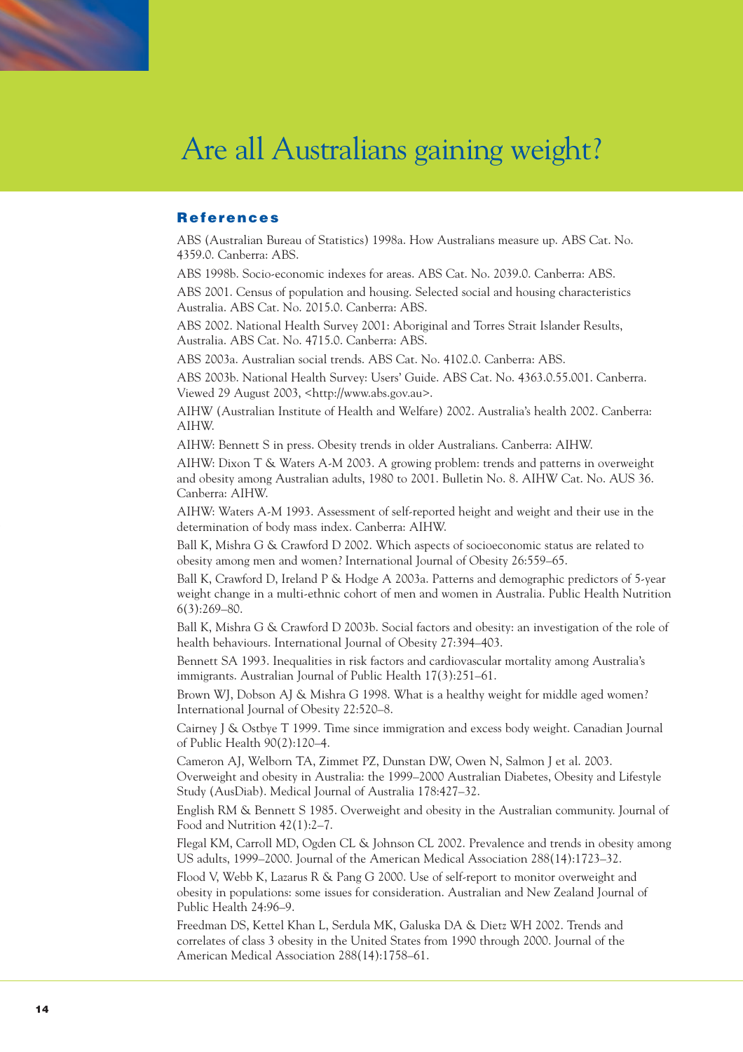# Are all Australians gaining weight?

## References

ABS (Australian Bureau of Statistics) 1998a. How Australians measure up. ABS Cat. No. 4359.0. Canberra: ABS.

ABS 1998b. Socio-economic indexes for areas. ABS Cat. No. 2039.0. Canberra: ABS.

ABS 2001. Census of population and housing. Selected social and housing characteristics Australia. ABS Cat. No. 2015.0. Canberra: ABS.

ABS 2002. National Health Survey 2001: Aboriginal and Torres Strait Islander Results, Australia. ABS Cat. No. 4715.0. Canberra: ABS.

ABS 2003a. Australian social trends. ABS Cat. No. 4102.0. Canberra: ABS.

ABS 2003b. National Health Survey: Users' Guide. ABS Cat. No. 4363.0.55.001. Canberra. Viewed 29 August 2003, <http://www.abs.gov.au>.

AIHW (Australian Institute of Health and Welfare) 2002. Australia's health 2002. Canberra: AIHW.

AIHW: Bennett S in press. Obesity trends in older Australians. Canberra: AIHW.

AIHW: Dixon T & Waters A-M 2003. A growing problem: trends and patterns in overweight and obesity among Australian adults, 1980 to 2001. Bulletin No. 8. AIHW Cat. No. AUS 36. Canberra: AIHW.

AIHW: Waters A-M 1993. Assessment of self-reported height and weight and their use in the determination of body mass index. Canberra: AIHW.

Ball K, Mishra G & Crawford D 2002. Which aspects of socioeconomic status are related to obesity among men and women? International Journal of Obesity 26:559–65.

Ball K, Crawford D, Ireland P & Hodge A 2003a. Patterns and demographic predictors of 5-year weight change in a multi-ethnic cohort of men and women in Australia. Public Health Nutrition 6(3):269–80.

Ball K, Mishra G & Crawford D 2003b. Social factors and obesity: an investigation of the role of health behaviours. International Journal of Obesity 27:394–403.

Bennett SA 1993. Inequalities in risk factors and cardiovascular mortality among Australia's immigrants. Australian Journal of Public Health 17(3):251–61.

Brown WJ, Dobson AJ & Mishra G 1998. What is a healthy weight for middle aged women? International Journal of Obesity 22:520–8.

Cairney J & Ostbye T 1999. Time since immigration and excess body weight. Canadian Journal of Public Health 90(2):120–4.

Cameron AJ, Welborn TA, Zimmet PZ, Dunstan DW, Owen N, Salmon J et al. 2003. Overweight and obesity in Australia: the 1999–2000 Australian Diabetes, Obesity and Lifestyle Study (AusDiab). Medical Journal of Australia 178:427–32.

English RM & Bennett S 1985. Overweight and obesity in the Australian community. Journal of Food and Nutrition 42(1):2–7.

Flegal KM, Carroll MD, Ogden CL & Johnson CL 2002. Prevalence and trends in obesity among US adults, 1999–2000. Journal of the American Medical Association 288(14):1723–32.

Flood V, Webb K, Lazarus R & Pang G 2000. Use of self-report to monitor overweight and obesity in populations: some issues for consideration. Australian and New Zealand Journal of Public Health 24:96–9.

Freedman DS, Kettel Khan L, Serdula MK, Galuska DA & Dietz WH 2002. Trends and correlates of class 3 obesity in the United States from 1990 through 2000. Journal of the American Medical Association 288(14):1758–61.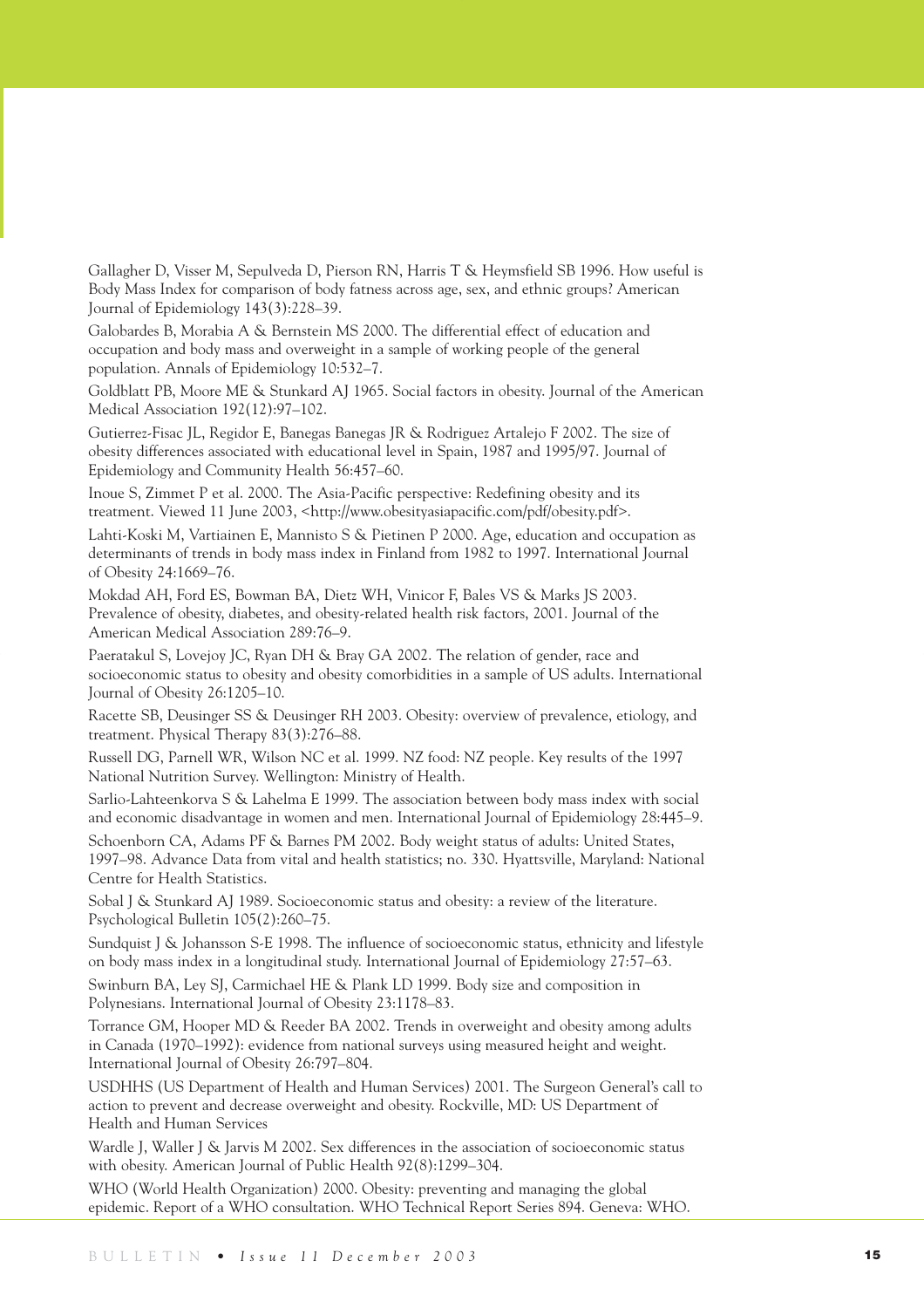Gallagher D, Visser M, Sepulveda D, Pierson RN, Harris T & Heymsfield SB 1996. How useful is Body Mass Index for comparison of body fatness across age, sex, and ethnic groups? American Journal of Epidemiology 143(3):228–39.

Galobardes B, Morabia A & Bernstein MS 2000. The differential effect of education and occupation and body mass and overweight in a sample of working people of the general population. Annals of Epidemiology 10:532–7.

Goldblatt PB, Moore ME & Stunkard AJ 1965. Social factors in obesity. Journal of the American Medical Association 192(12):97–102.

Gutierrez-Fisac JL, Regidor E, Banegas Banegas JR & Rodriguez Artalejo F 2002. The size of obesity differences associated with educational level in Spain, 1987 and 1995/97. Journal of Epidemiology and Community Health 56:457–60.

Inoue S, Zimmet P et al. 2000. The Asia-Pacific perspective: Redefining obesity and its treatment. Viewed 11 June 2003, <http://www.obesityasiapacific.com/pdf/obesity.pdf>.

Lahti-Koski M, Vartiainen E, Mannisto S & Pietinen P 2000. Age, education and occupation as determinants of trends in body mass index in Finland from 1982 to 1997. International Journal of Obesity 24:1669–76.

Mokdad AH, Ford ES, Bowman BA, Dietz WH, Vinicor F, Bales VS & Marks JS 2003. Prevalence of obesity, diabetes, and obesity-related health risk factors, 2001. Journal of the American Medical Association 289:76–9.

Paeratakul S, Lovejoy JC, Ryan DH & Bray GA 2002. The relation of gender, race and socioeconomic status to obesity and obesity comorbidities in a sample of US adults. International Journal of Obesity 26:1205–10.

Racette SB, Deusinger SS & Deusinger RH 2003. Obesity: overview of prevalence, etiology, and treatment. Physical Therapy 83(3):276–88.

Russell DG, Parnell WR, Wilson NC et al. 1999. NZ food: NZ people. Key results of the 1997 National Nutrition Survey. Wellington: Ministry of Health.

Sarlio-Lahteenkorva S & Lahelma E 1999. The association between body mass index with social and economic disadvantage in women and men. International Journal of Epidemiology 28:445–9.

Schoenborn CA, Adams PF & Barnes PM 2002. Body weight status of adults: United States, 1997–98. Advance Data from vital and health statistics; no. 330. Hyattsville, Maryland: National Centre for Health Statistics.

Sobal J & Stunkard AJ 1989. Socioeconomic status and obesity: a review of the literature. Psychological Bulletin 105(2):260–75.

Sundquist J & Johansson S-E 1998. The influence of socioeconomic status, ethnicity and lifestyle on body mass index in a longitudinal study. International Journal of Epidemiology 27:57–63.

Swinburn BA, Ley SJ, Carmichael HE & Plank LD 1999. Body size and composition in Polynesians. International Journal of Obesity 23:1178–83.

Torrance GM, Hooper MD & Reeder BA 2002. Trends in overweight and obesity among adults in Canada (1970–1992): evidence from national surveys using measured height and weight. International Journal of Obesity 26:797–804.

USDHHS (US Department of Health and Human Services) 2001. The Surgeon General's call to action to prevent and decrease overweight and obesity. Rockville, MD: US Department of Health and Human Services

Wardle J, Waller J & Jarvis M 2002. Sex differences in the association of socioeconomic status with obesity. American Journal of Public Health 92(8):1299–304.

WHO (World Health Organization) 2000. Obesity: preventing and managing the global epidemic. Report of a WHO consultation. WHO Technical Report Series 894. Geneva: WHO.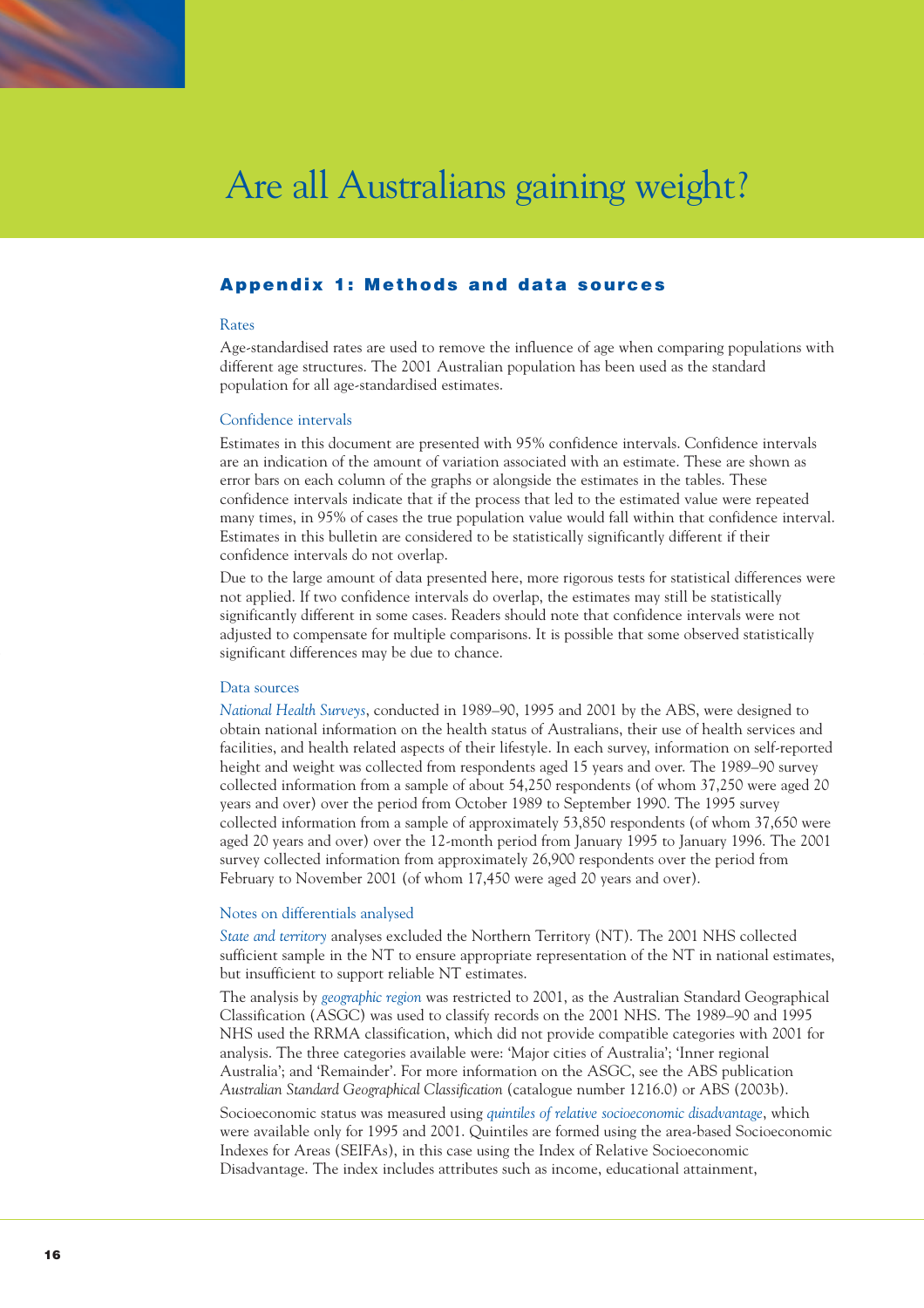# Are all Australians gaining weight?

## Appendix 1: Methods and data sources

### Rates

Age-standardised rates are used to remove the influence of age when comparing populations with different age structures. The 2001 Australian population has been used as the standard population for all age-standardised estimates.

### Confidence intervals

Estimates in this document are presented with 95% confidence intervals. Confidence intervals are an indication of the amount of variation associated with an estimate. These are shown as error bars on each column of the graphs or alongside the estimates in the tables. These confidence intervals indicate that if the process that led to the estimated value were repeated many times, in 95% of cases the true population value would fall within that confidence interval. Estimates in this bulletin are considered to be statistically significantly different if their confidence intervals do not overlap.

Due to the large amount of data presented here, more rigorous tests for statistical differences were not applied. If two confidence intervals do overlap, the estimates may still be statistically significantly different in some cases. Readers should note that confidence intervals were not adjusted to compensate for multiple comparisons. It is possible that some observed statistically significant differences may be due to chance.

### Data sources

*National Health Surveys*, conducted in 1989–90, 1995 and 2001 by the ABS, were designed to obtain national information on the health status of Australians, their use of health services and facilities, and health related aspects of their lifestyle. In each survey, information on self-reported height and weight was collected from respondents aged 15 years and over. The 1989–90 survey collected information from a sample of about 54,250 respondents (of whom 37,250 were aged 20 years and over) over the period from October 1989 to September 1990. The 1995 survey collected information from a sample of approximately 53,850 respondents (of whom 37,650 were aged 20 years and over) over the 12-month period from January 1995 to January 1996. The 2001 survey collected information from approximately 26,900 respondents over the period from February to November 2001 (of whom 17,450 were aged 20 years and over).

### Notes on differentials analysed

*State and territory* analyses excluded the Northern Territory (NT). The 2001 NHS collected sufficient sample in the NT to ensure appropriate representation of the NT in national estimates, but insufficient to support reliable NT estimates.

The analysis by *geographic region* was restricted to 2001, as the Australian Standard Geographical Classification (ASGC) was used to classify records on the 2001 NHS. The 1989–90 and 1995 NHS used the RRMA classification, which did not provide compatible categories with 2001 for analysis. The three categories available were: 'Major cities of Australia'; 'Inner regional Australia'; and 'Remainder'. For more information on the ASGC, see the ABS publication *Australian Standard Geographical Classification* (catalogue number 1216.0) or ABS (2003b).

Socioeconomic status was measured using *quintiles of relative socioeconomic disadvantage*, which were available only for 1995 and 2001. Quintiles are formed using the area-based Socioeconomic Indexes for Areas (SEIFAs), in this case using the Index of Relative Socioeconomic Disadvantage. The index includes attributes such as income, educational attainment,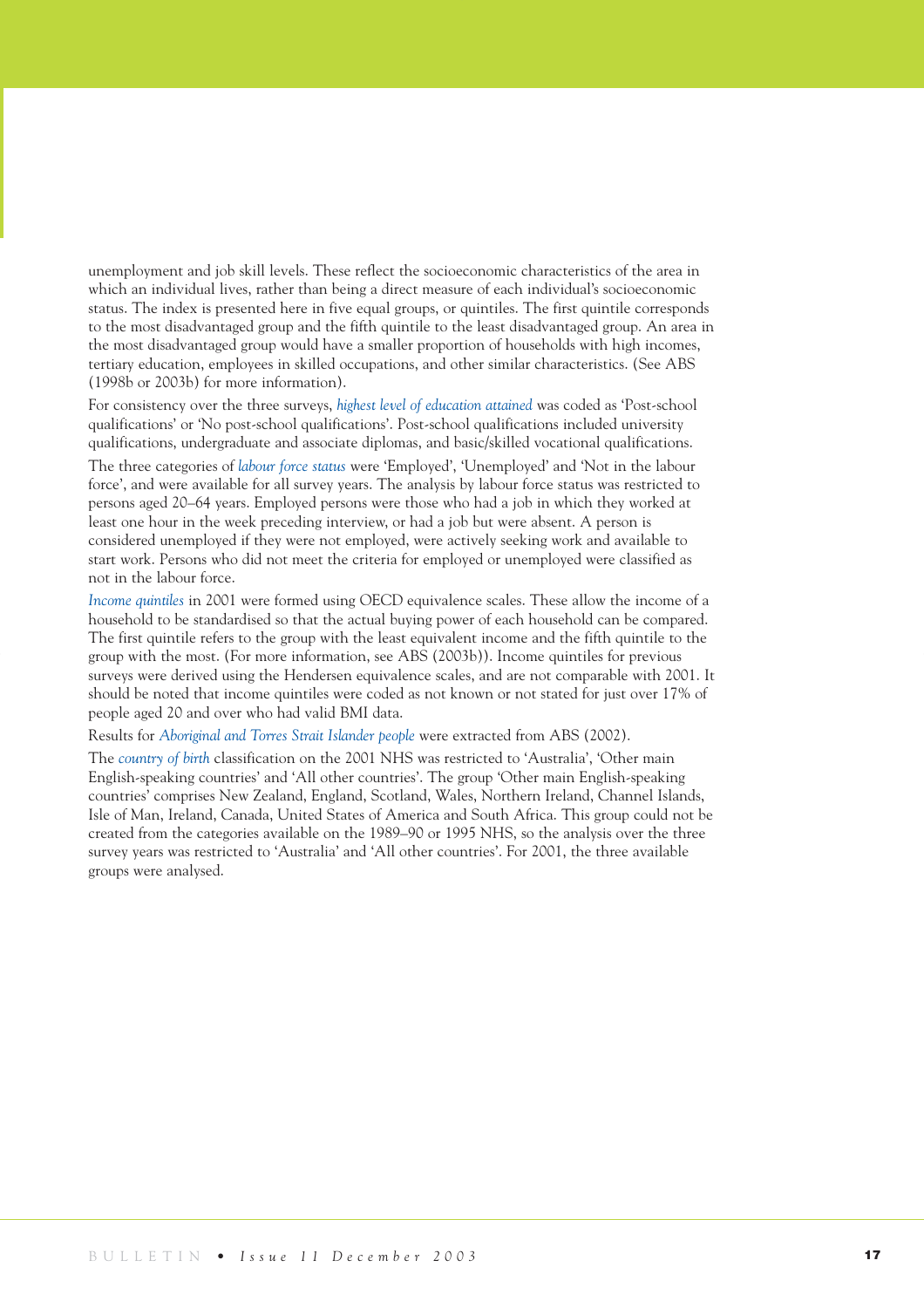unemployment and job skill levels. These reflect the socioeconomic characteristics of the area in which an individual lives, rather than being a direct measure of each individual's socioeconomic status. The index is presented here in five equal groups, or quintiles. The first quintile corresponds to the most disadvantaged group and the fifth quintile to the least disadvantaged group. An area in the most disadvantaged group would have a smaller proportion of households with high incomes, tertiary education, employees in skilled occupations, and other similar characteristics. (See ABS (1998b or 2003b) for more information).

For consistency over the three surveys, *highest level of education attained* was coded as 'Post-school qualifications' or 'No post-school qualifications'. Post-school qualifications included university qualifications, undergraduate and associate diplomas, and basic/skilled vocational qualifications.

The three categories of *labour force status* were 'Employed', 'Unemployed' and 'Not in the labour force', and were available for all survey years. The analysis by labour force status was restricted to persons aged 20–64 years. Employed persons were those who had a job in which they worked at least one hour in the week preceding interview, or had a job but were absent. A person is considered unemployed if they were not employed, were actively seeking work and available to start work. Persons who did not meet the criteria for employed or unemployed were classified as not in the labour force.

*Income quintiles* in 2001 were formed using OECD equivalence scales. These allow the income of a household to be standardised so that the actual buying power of each household can be compared. The first quintile refers to the group with the least equivalent income and the fifth quintile to the group with the most. (For more information, see ABS (2003b)). Income quintiles for previous surveys were derived using the Hendersen equivalence scales, and are not comparable with 2001. It should be noted that income quintiles were coded as not known or not stated for just over 17% of people aged 20 and over who had valid BMI data.

Results for *Aboriginal and Torres Strait Islander people* were extracted from ABS (2002).

The *country of birth* classification on the 2001 NHS was restricted to 'Australia', 'Other main English-speaking countries' and 'All other countries'. The group 'Other main English-speaking countries' comprises New Zealand, England, Scotland, Wales, Northern Ireland, Channel Islands, Isle of Man, Ireland, Canada, United States of America and South Africa. This group could not be created from the categories available on the 1989–90 or 1995 NHS, so the analysis over the three survey years was restricted to 'Australia' and 'All other countries'. For 2001, the three available groups were analysed.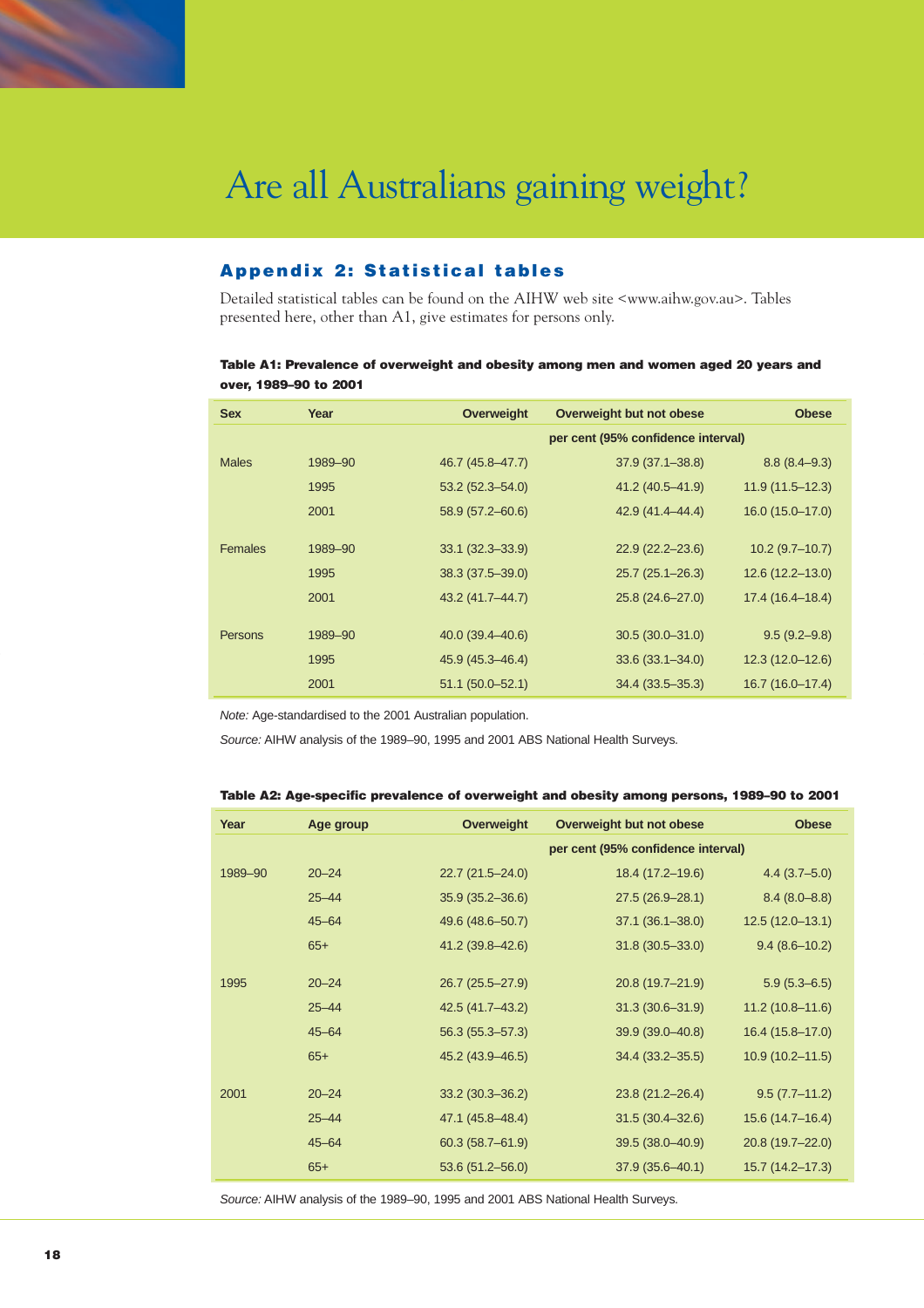# Are all Australians gaining weight?

## Appendix 2: Statistical tables

Detailed statistical tables can be found on the AIHW web site <www.aihw.gov.au>. Tables presented here, other than A1, give estimates for persons only.

**Table A1: Prevalence of overweight and obesity among men and women aged 20 years and over, 1989–90 to 2001**

| Sex | Year | Overweight | Overweight but not obese | Obese |
|---|---|---|---|---|
| | | | per cent (95% confidence interval) | |
| Males | 1989–90 | 46.7 (45.8–47.7) | 37.9 (37.1–38.8) | 8.8 (8.4–9.3) |
| | 1995 | 53.2 (52.3–54.0) | 41.2 (40.5–41.9) | 11.9 (11.5–12.3) |
| | 2001 | 58.9 (57.2–60.6) | 42.9 (41.4–44.4) | 16.0 (15.0–17.0) |
| Females | 1989–90 | 33.1 (32.3–33.9) | 22.9 (22.2–23.6) | 10.2 (9.7–10.7) |
| | 1995 | 38.3 (37.5–39.0) | 25.7 (25.1–26.3) | 12.6 (12.2–13.0) |
| | 2001 | 43.2 (41.7–44.7) | 25.8 (24.6–27.0) | 17.4 (16.4–18.4) |
| Persons | 1989–90 | 40.0 (39.4–40.6) | 30.5 (30.0–31.0) | 9.5 (9.2–9.8) |
| | 1995 | 45.9 (45.3–46.4) | 33.6 (33.1–34.0) | 12.3 (12.0–12.6) |
| | 2001 | 51.1 (50.0–52.1) | 34.4 (33.5–35.3) | 16.7 (16.0–17.4) |

*Note:* Age-standardised to the 2001 Australian population.

*Source:* AIHW analysis of the 1989–90, 1995 and 2001 ABS National Health Surveys.

**Table A2: Age-specific prevalence of overweight and obesity among persons, 1989–90 to 2001**

| Year | Age group | Overweight | Overweight but not obese | Obese |
|---|---|---|---|---|
| | | | per cent (95% confidence interval) | |
| 1989–90 | 20–24 | 22.7 (21.5–24.0) | 18.4 (17.2–19.6) | 4.4 (3.7–5.0) |
| | 25–44 | 35.9 (35.2–36.6) | 27.5 (26.9–28.1) | 8.4 (8.0–8.8) |
| | 45–64 | 49.6 (48.6–50.7) | 37.1 (36.1–38.0) | 12.5 (12.0–13.1) |
| | 65+ | 41.2 (39.8–42.6) | 31.8 (30.5–33.0) | 9.4 (8.6–10.2) |
| 1995 | 20–24 | 26.7 (25.5–27.9) | 20.8 (19.7–21.9) | 5.9 (5.3–6.5) |
| | 25–44 | 42.5 (41.7–43.2) | 31.3 (30.6–31.9) | 11.2 (10.8–11.6) |
| | 45–64 | 56.3 (55.3–57.3) | 39.9 (39.0–40.8) | 16.4 (15.8–17.0) |
| | 65+ | 45.2 (43.9–46.5) | 34.4 (33.2–35.5) | 10.9 (10.2–11.5) |
| 2001 | 20–24 | 33.2 (30.3–36.2) | 23.8 (21.2–26.4) | 9.5 (7.7–11.2) |
| | 25–44 | 47.1 (45.8–48.4) | 31.5 (30.4–32.6) | 15.6 (14.7–16.4) |
| | 45–64 | 60.3 (58.7–61.9) | 39.5 (38.0–40.9) | 20.8 (19.7–22.0) |
| | 65+ | 53.6 (51.2–56.0) | 37.9 (35.6–40.1) | 15.7 (14.2–17.3) |

*Source:* AIHW analysis of the 1989–90, 1995 and 2001 ABS National Health Surveys.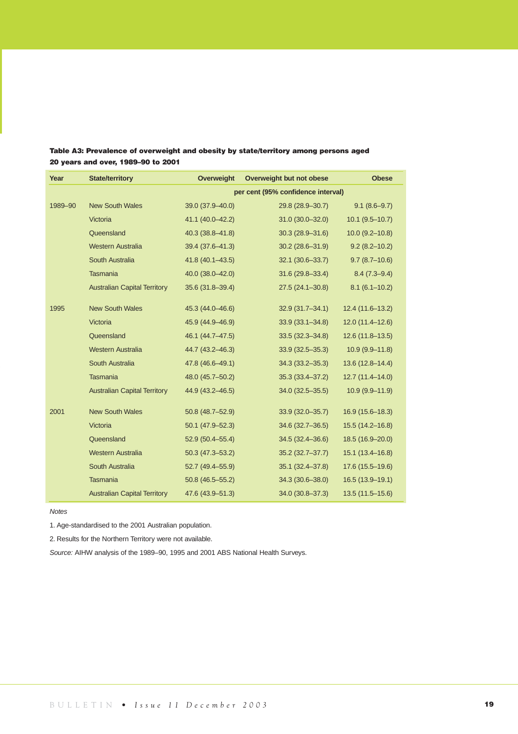**Table A3: Prevalence of overweight and obesity by state/territory among persons aged 20 years and over, 1989–90 to 2001**

| Year | State/territory | Overweight | Overweight but not obese | Obese |
|---|---|---|---|---|
| | | per cent (95% confidence interval) | | |
| 1989–90 | New South Wales | 39.0 (37.9–40.0) | 29.8 (28.9–30.7) | 9.1 (8.6–9.7) |
| | Victoria | 41.1 (40.0–42.2) | 31.0 (30.0–32.0) | 10.1 (9.5–10.7) |
| | Queensland | 40.3 (38.8–41.8) | 30.3 (28.9–31.6) | 10.0 (9.2–10.8) |
| | Western Australia | 39.4 (37.6–41.3) | 30.2 (28.6–31.9) | 9.2 (8.2–10.2) |
| | South Australia | 41.8 (40.1–43.5) | 32.1 (30.6–33.7) | 9.7 (8.7–10.6) |
| | Tasmania | 40.0 (38.0–42.0) | 31.6 (29.8–33.4) | 8.4 (7.3–9.4) |
| | Australian Capital Territory | 35.6 (31.8–39.4) | 27.5 (24.1–30.8) | 8.1 (6.1–10.2) |
| 1995 | New South Wales | 45.3 (44.0–46.6) | 32.9 (31.7–34.1) | 12.4 (11.6–13.2) |
| | Victoria | 45.9 (44.9–46.9) | 33.9 (33.1–34.8) | 12.0 (11.4–12.6) |
| | Queensland | 46.1 (44.7–47.5) | 33.5 (32.3–34.8) | 12.6 (11.8–13.5) |
| | Western Australia | 44.7 (43.2–46.3) | 33.9 (32.5–35.3) | 10.9 (9.9–11.8) |
| | South Australia | 47.8 (46.6–49.1) | 34.3 (33.2–35.3) | 13.6 (12.8–14.4) |
| | Tasmania | 48.0 (45.7–50.2) | 35.3 (33.4–37.2) | 12.7 (11.4–14.0) |
| | Australian Capital Territory | 44.9 (43.2–46.5) | 34.0 (32.5–35.5) | 10.9 (9.9–11.9) |
| 2001 | New South Wales | 50.8 (48.7–52.9) | 33.9 (32.0–35.7) | 16.9 (15.6–18.3) |
| | Victoria | 50.1 (47.9–52.3) | 34.6 (32.7–36.5) | 15.5 (14.2–16.8) |
| | Queensland | 52.9 (50.4–55.4) | 34.5 (32.4–36.6) | 18.5 (16.9–20.0) |
| | Western Australia | 50.3 (47.3–53.2) | 35.2 (32.7–37.7) | 15.1 (13.4–16.8) |
| | South Australia | 52.7 (49.4–55.9) | 35.1 (32.4–37.8) | 17.6 (15.5–19.6) |
| | Tasmania | 50.8 (46.5–55.2) | 34.3 (30.6–38.0) | 16.5 (13.9–19.1) |
| | Australian Capital Territory | 47.6 (43.9–51.3) | 34.0 (30.8–37.3) | 13.5 (11.5–15.6) |

*Notes*

1. Age-standardised to the 2001 Australian population.

2. Results for the Northern Territory were not available.

*Source:* AIHW analysis of the 1989–90, 1995 and 2001 ABS National Health Surveys.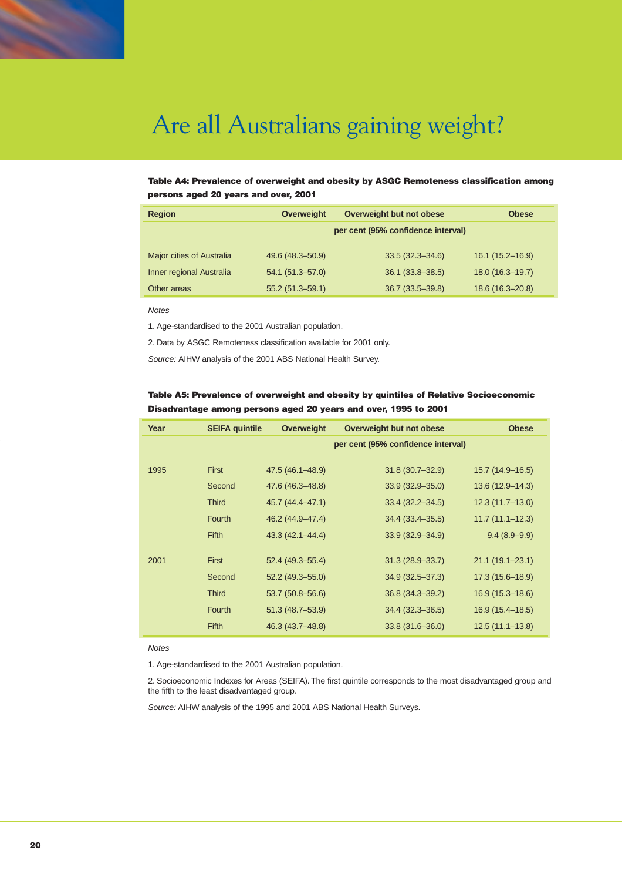# Are all Australians gaining weight?

**Table A4: Prevalence of overweight and obesity by ASGC Remoteness classification among persons aged 20 years and over, 2001**

| Region | Overweight | Overweight but not obese | Obese |
|---|---|---|---|
| | per cent (95% confidence interval) | | |
| Major cities of Australia | 49.6 (48.3–50.9) | 33.5 (32.3–34.6) | 16.1 (15.2–16.9) |
| Inner regional Australia | 54.1 (51.3–57.0) | 36.1 (33.8–38.5) | 18.0 (16.3–19.7) |
| Other areas | 55.2 (51.3–59.1) | 36.7 (33.5–39.8) | 18.6 (16.3–20.8) |

*Notes*

1. Age-standardised to the 2001 Australian population.

2. Data by ASGC Remoteness classification available for 2001 only.

*Source:* AIHW analysis of the 2001 ABS National Health Survey.

**Table A5: Prevalence of overweight and obesity by quintiles of Relative Socioeconomic Disadvantage among persons aged 20 years and over, 1995 to 2001**

| Year | SEIFA quintile | Overweight | Overweight but not obese | Obese |
|---|---|---|---|---|
| | | per cent (95% confidence interval) | | |
| 1995 | First | 47.5 (46.1–48.9) | 31.8 (30.7–32.9) | 15.7 (14.9–16.5) |
| | Second | 47.6 (46.3–48.8) | 33.9 (32.9–35.0) | 13.6 (12.9–14.3) |
| | Third | 45.7 (44.4–47.1) | 33.4 (32.2–34.5) | 12.3 (11.7–13.0) |
| | Fourth | 46.2 (44.9–47.4) | 34.4 (33.4–35.5) | 11.7 (11.1–12.3) |
| | Fifth | 43.3 (42.1–44.4) | 33.9 (32.9–34.9) | 9.4 (8.9–9.9) |
| 2001 | First | 52.4 (49.3–55.4) | 31.3 (28.9–33.7) | 21.1 (19.1–23.1) |
| | Second | 52.2 (49.3–55.0) | 34.9 (32.5–37.3) | 17.3 (15.6–18.9) |
| | Third | 53.7 (50.8–56.6) | 36.8 (34.3–39.2) | 16.9 (15.3–18.6) |
| | Fourth | 51.3 (48.7–53.9) | 34.4 (32.3–36.5) | 16.9 (15.4–18.5) |
| | Fifth | 46.3 (43.7–48.8) | 33.8 (31.6–36.0) | 12.5 (11.1–13.8) |

*Notes*

1. Age-standardised to the 2001 Australian population.

2. Socioeconomic Indexes for Areas (SEIFA). The first quintile corresponds to the most disadvantaged group and the fifth to the least disadvantaged group.

*Source:* AIHW analysis of the 1995 and 2001 ABS National Health Surveys.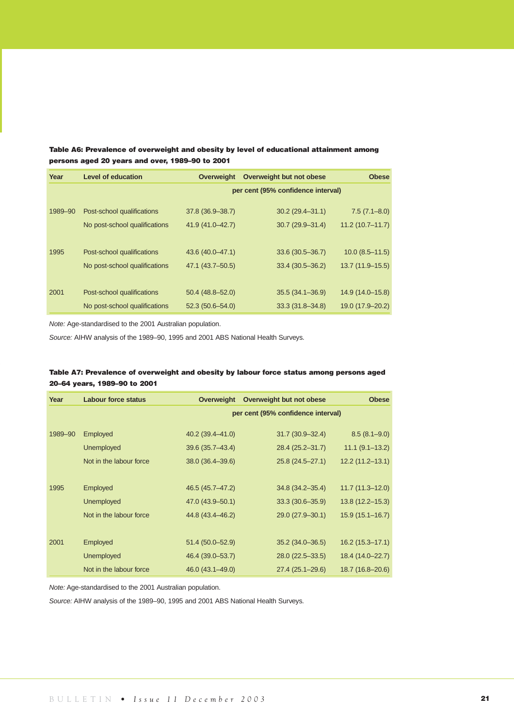**Table A6: Prevalence of overweight and obesity by level of educational attainment among persons aged 20 years and over, 1989–90 to 2001**

| Year | Level of education | Overweight | Overweight but not obese | Obese |
|---|---|---|---|---|
| | | per cent (95% confidence interval) | | |
| 1989–90 | Post-school qualifications | 37.8 (36.9–38.7) | 30.2 (29.4–31.1) | 7.5 (7.1–8.0) |
| | No post-school qualifications | 41.9 (41.0–42.7) | 30.7 (29.9–31.4) | 11.2 (10.7–11.7) |
| 1995 | Post-school qualifications | 43.6 (40.0–47.1) | 33.6 (30.5–36.7) | 10.0 (8.5–11.5) |
| | No post-school qualifications | 47.1 (43.7–50.5) | 33.4 (30.5–36.2) | 13.7 (11.9–15.5) |
| 2001 | Post-school qualifications | 50.4 (48.8–52.0) | 35.5 (34.1–36.9) | 14.9 (14.0–15.8) |
| | No post-school qualifications | 52.3 (50.6–54.0) | 33.3 (31.8–34.8) | 19.0 (17.9–20.2) |

*Note:* Age-standardised to the 2001 Australian population.

*Source:* AIHW analysis of the 1989–90, 1995 and 2001 ABS National Health Surveys.

**Table A7: Prevalence of overweight and obesity by labour force status among persons aged 20–64 years, 1989–90 to 2001**

| Year | Labour force status | Overweight | Overweight but not obese | Obese |
|---|---|---|---|---|
| | | per cent (95% confidence interval) | | |
| 1989–90 | Employed | 40.2 (39.4–41.0) | 31.7 (30.9–32.4) | 8.5 (8.1–9.0) |
| | Unemployed | 39.6 (35.7–43.4) | 28.4 (25.2–31.7) | 11.1 (9.1–13.2) |
| | Not in the labour force | 38.0 (36.4–39.6) | 25.8 (24.5–27.1) | 12.2 (11.2–13.1) |
| 1995 | Employed | 46.5 (45.7–47.2) | 34.8 (34.2–35.4) | 11.7 (11.3–12.0) |
| | Unemployed | 47.0 (43.9–50.1) | 33.3 (30.6–35.9) | 13.8 (12.2–15.3) |
| | Not in the labour force | 44.8 (43.4–46.2) | 29.0 (27.9–30.1) | 15.9 (15.1–16.7) |
| 2001 | Employed | 51.4 (50.0–52.9) | 35.2 (34.0–36.5) | 16.2 (15.3–17.1) |
| | Unemployed | 46.4 (39.0–53.7) | 28.0 (22.5–33.5) | 18.4 (14.0–22.7) |
| | Not in the labour force | 46.0 (43.1–49.0) | 27.4 (25.1–29.6) | 18.7 (16.8–20.6) |

*Note:* Age-standardised to the 2001 Australian population.

*Source:* AIHW analysis of the 1989–90, 1995 and 2001 ABS National Health Surveys.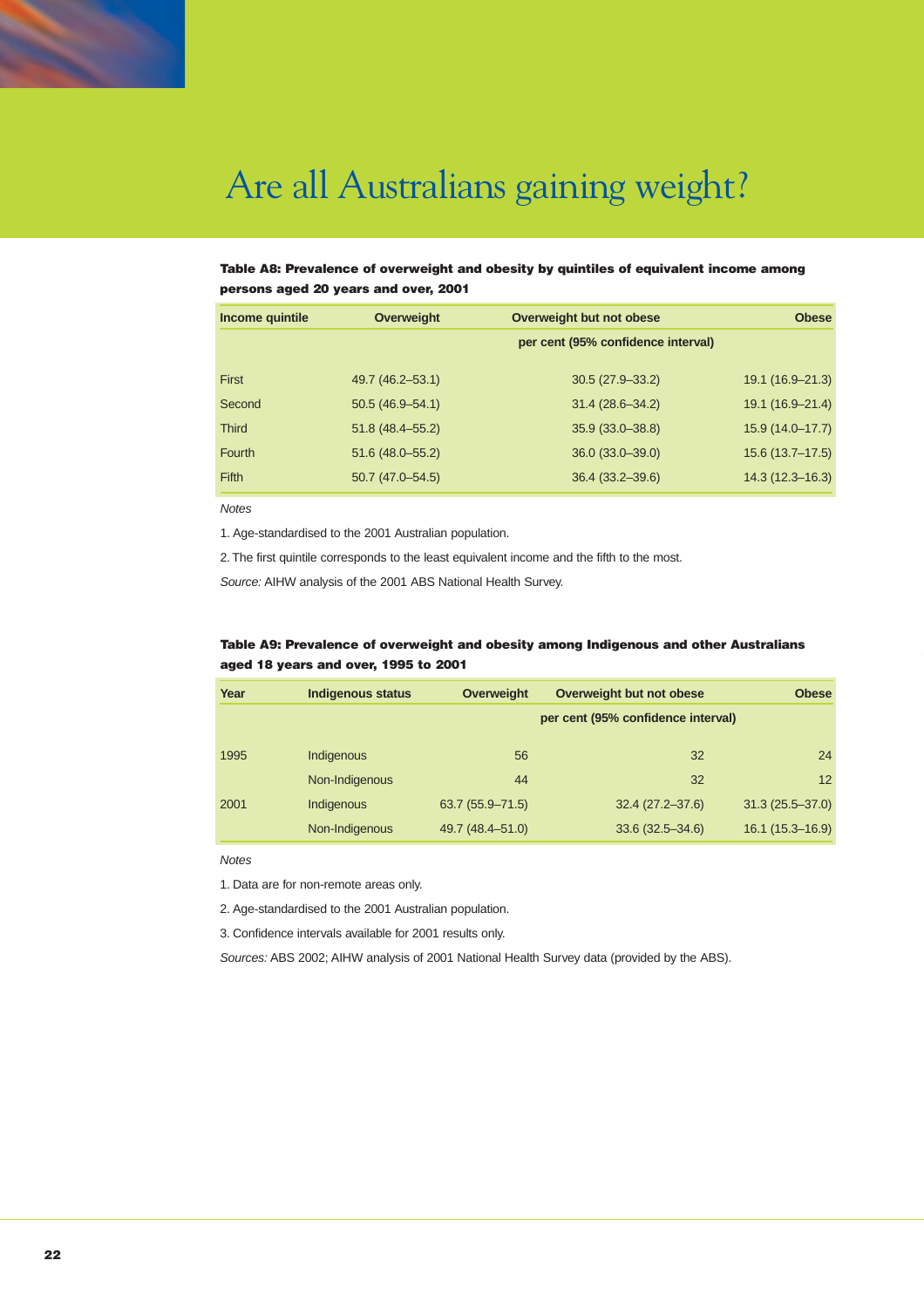# Are all Australians gaining weight?

**Table A8: Prevalence of overweight and obesity by quintiles of equivalent income among persons aged 20 years and over, 2001**

| Income quintile | Overweight | Overweight but not obese | Obese |
|---|---|---|---|
| | | per cent (95% confidence interval) | |
| First | 49.7 (46.2–53.1) | 30.5 (27.9–33.2) | 19.1 (16.9–21.3) |
| Second | 50.5 (46.9–54.1) | 31.4 (28.6–34.2) | 19.1 (16.9–21.4) |
| Third | 51.8 (48.4–55.2) | 35.9 (33.0–38.8) | 15.9 (14.0–17.7) |
| Fourth | 51.6 (48.0–55.2) | 36.0 (33.0–39.0) | 15.6 (13.7–17.5) |
| Fifth | 50.7 (47.0–54.5) | 36.4 (33.2–39.6) | 14.3 (12.3–16.3) |

*Notes*

1. Age-standardised to the 2001 Australian population.

2. The first quintile corresponds to the least equivalent income and the fifth to the most.

*Source:* AIHW analysis of the 2001 ABS National Health Survey.

**Table A9: Prevalence of overweight and obesity among Indigenous and other Australians aged 18 years and over, 1995 to 2001**

| Year | Indigenous status | Overweight | Overweight but not obese | Obese |
|---|---|---|---|---|
| | | | per cent (95% confidence interval) | |
| 1995 | Indigenous | 56 | 32 | 24 |
| | Non-Indigenous | 44 | 32 | 12 |
| 2001 | Indigenous | 63.7 (55.9–71.5) | 32.4 (27.2–37.6) | 31.3 (25.5–37.0) |
| | Non-Indigenous | 49.7 (48.4–51.0) | 33.6 (32.5–34.6) | 16.1 (15.3–16.9) |

*Notes*

1. Data are for non-remote areas only.

2. Age-standardised to the 2001 Australian population.

3. Confidence intervals available for 2001 results only.

*Sources:* ABS 2002; AIHW analysis of 2001 National Health Survey data (provided by the ABS).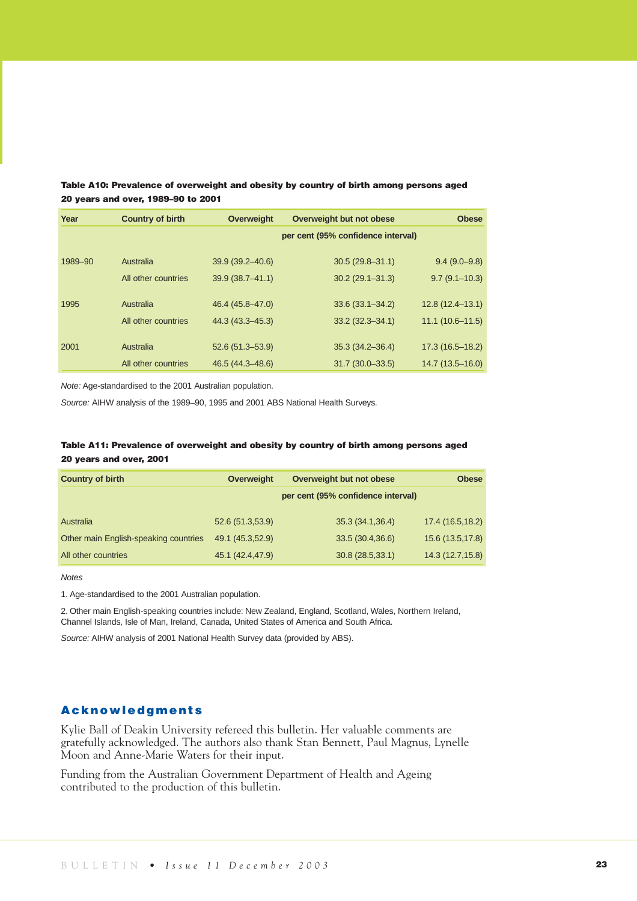**Table A10: Prevalence of overweight and obesity by country of birth among persons aged 20 years and over, 1989–90 to 2001**

| Year | Country of birth | Overweight | Overweight but not obese | Obese |
|---|---|---|---|---|
| | | per cent (95% confidence interval) | | |
| 1989–90 | Australia | 39.9 (39.2–40.6) | 30.5 (29.8–31.1) | 9.4 (9.0–9.8) |
| | All other countries | 39.9 (38.7–41.1) | 30.2 (29.1–31.3) | 9.7 (9.1–10.3) |
| 1995 | Australia | 46.4 (45.8–47.0) | 33.6 (33.1–34.2) | 12.8 (12.4–13.1) |
| | All other countries | 44.3 (43.3–45.3) | 33.2 (32.3–34.1) | 11.1 (10.6–11.5) |
| 2001 | Australia | 52.6 (51.3–53.9) | 35.3 (34.2–36.4) | 17.3 (16.5–18.2) |
| | All other countries | 46.5 (44.3–48.6) | 31.7 (30.0–33.5) | 14.7 (13.5–16.0) |

*Note:* Age-standardised to the 2001 Australian population.

*Source:* AIHW analysis of the 1989–90, 1995 and 2001 ABS National Health Surveys.

**Table A11: Prevalence of overweight and obesity by country of birth among persons aged 20 years and over, 2001**

| Country of birth | Overweight | Overweight but not obese | Obese |
|---|---|---|---|
| | per cent (95% confidence interval) | | |
| Australia | 52.6 (51.3,53.9) | 35.3 (34.1,36.4) | 17.4 (16.5,18.2) |
| Other main English-speaking countries | 49.1 (45.3,52.9) | 33.5 (30.4,36.6) | 15.6 (13.5,17.8) |
| All other countries | 45.1 (42.4,47.9) | 30.8 (28.5,33.1) | 14.3 (12.7,15.8) |

*Notes*

1. Age-standardised to the 2001 Australian population.

2. Other main English-speaking countries include: New Zealand, England, Scotland, Wales, Northern Ireland, Channel Islands, Isle of Man, Ireland, Canada, United States of America and South Africa.

*Source:* AIHW analysis of 2001 National Health Survey data (provided by ABS).

## Acknowledgments

Kylie Ball of Deakin University refereed this bulletin. Her valuable comments are gratefully acknowledged. The authors also thank Stan Bennett, Paul Magnus, Lynelle Moon and Anne-Marie Waters for their input.

Funding from the Australian Government Department of Health and Ageing contributed to the production of this bulletin.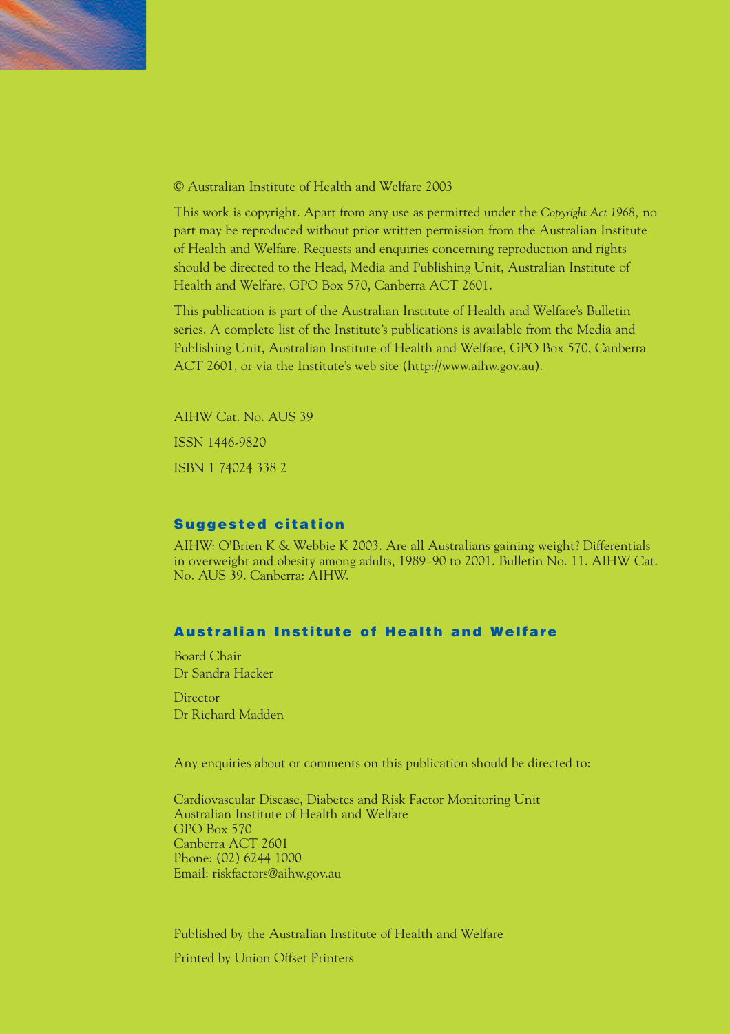© Australian Institute of Health and Welfare 2003

This work is copyright. Apart from any use as permitted under the *Copyright Act 1968,* no part may be reproduced without prior written permission from the Australian Institute of Health and Welfare. Requests and enquiries concerning reproduction and rights should be directed to the Head, Media and Publishing Unit, Australian Institute of Health and Welfare, GPO Box 570, Canberra ACT 2601.

This publication is part of the Australian Institute of Health and Welfare's Bulletin series. A complete list of the Institute's publications is available from the Media and Publishing Unit, Australian Institute of Health and Welfare, GPO Box 570, Canberra ACT 2601, or via the Institute's web site (http://www.aihw.gov.au).

AIHW Cat. No. AUS 39

ISSN 1446-9820

ISBN 1 74024 338 2

## Suggested citation

AIHW: O'Brien K & Webbie K 2003. Are all Australians gaining weight? Differentials in overweight and obesity among adults, 1989–90 to 2001. Bulletin No. 11. AIHW Cat. No. AUS 39. Canberra: AIHW.

## Australian Institute of Health and Welfare

Board Chair
Dr Sandra Hacker

Director
Dr Richard Madden

Any enquiries about or comments on this publication should be directed to:

Cardiovascular Disease, Diabetes and Risk Factor Monitoring Unit
Australian Institute of Health and Welfare
GPO Box 570
Canberra ACT 2601
Phone: (02) 6244 1000
Email: riskfactors@aihw.gov.au

Published by the Australian Institute of Health and Welfare

Printed by Union Offset Printers